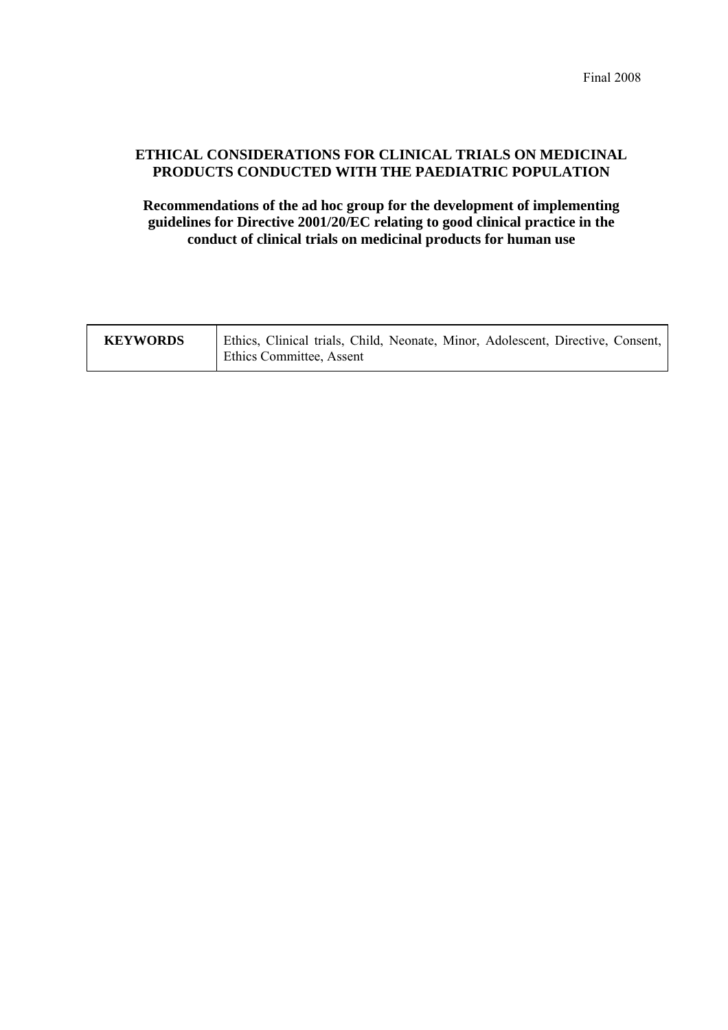Final 2008

# ETHICAL CONSIDERATIONS FOR CLINICAL TRIALS ON MEDICINAL PRODUCTS CONDUCTED WITH THE PAEDIATRIC POPULATION

## Recommendations of the ad hoc group for the development of implementing guidelines for Directive 2001/20/EC relating to good clinical practice in the conduct of clinical trials on medicinal products for human use

| KEYWORDS | Ethics, Clinical trials, Child, Neonate, Minor, Adolescent, Directive, Consent, Ethics Committee, Assent |
|---|---|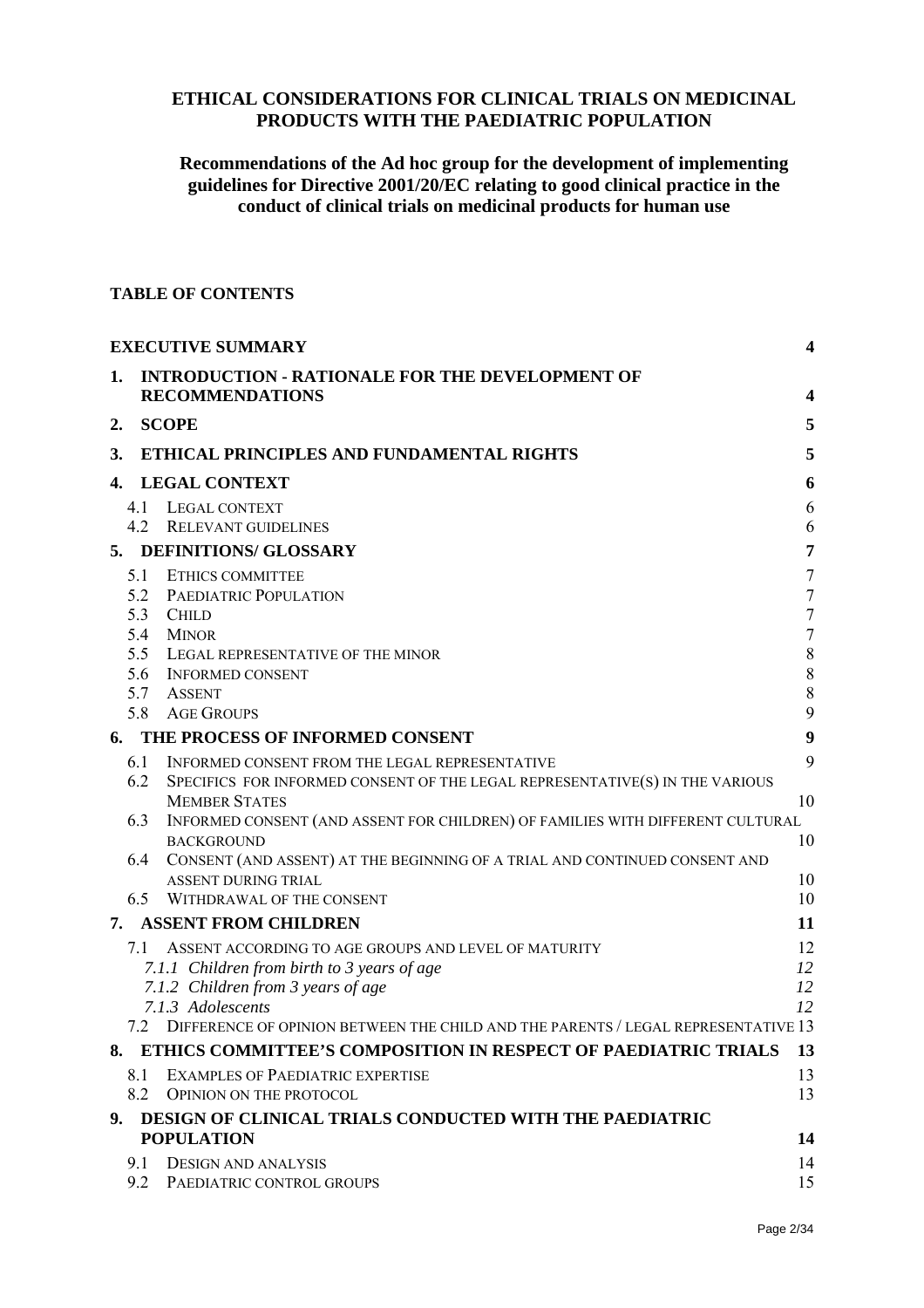# ETHICAL CONSIDERATIONS FOR CLINICAL TRIALS ON MEDICINAL PRODUCTS WITH THE PAEDIATRIC POPULATION

## Recommendations of the Ad hoc group for the development of implementing guidelines for Directive 2001/20/EC relating to good clinical practice in the conduct of clinical trials on medicinal products for human use

**TABLE OF CONTENTS**

| | |
|---|---|
| **EXECUTIVE SUMMARY** | **4** |
| **1. INTRODUCTION - RATIONALE FOR THE DEVELOPMENT OF RECOMMENDATIONS** | **4** |
| **2. SCOPE** | **5** |
| **3. ETHICAL PRINCIPLES AND FUNDAMENTAL RIGHTS** | **5** |
| **4. LEGAL CONTEXT** | **6** |
| 4.1 LEGAL CONTEXT | 6 |
| 4.2 RELEVANT GUIDELINES | 6 |
| **5. DEFINITIONS/ GLOSSARY** | **7** |
| 5.1 ETHICS COMMITTEE | 7 |
| 5.2 PAEDIATRIC POPULATION | 7 |
| 5.3 CHILD | 7 |
| 5.4 MINOR | 7 |
| 5.5 LEGAL REPRESENTATIVE OF THE MINOR | 8 |
| 5.6 INFORMED CONSENT | 8 |
| 5.7 ASSENT | 8 |
| 5.8 AGE GROUPS | 9 |
| **6. THE PROCESS OF INFORMED CONSENT** | **9** |
| 6.1 INFORMED CONSENT FROM THE LEGAL REPRESENTATIVE | 9 |
| 6.2 SPECIFICS FOR INFORMED CONSENT OF THE LEGAL REPRESENTATIVE(S) IN THE VARIOUS MEMBER STATES | 10 |
| 6.3 INFORMED CONSENT (AND ASSENT FOR CHILDREN) OF FAMILIES WITH DIFFERENT CULTURAL BACKGROUND | 10 |
| 6.4 CONSENT (AND ASSENT) AT THE BEGINNING OF A TRIAL AND CONTINUED CONSENT AND ASSENT DURING TRIAL | 10 |
| 6.5 WITHDRAWAL OF THE CONSENT | 10 |
| **7. ASSENT FROM CHILDREN** | **11** |
| 7.1 ASSENT ACCORDING TO AGE GROUPS AND LEVEL OF MATURITY | 12 |
| *7.1.1 Children from birth to 3 years of age* | *12* |
| *7.1.2 Children from 3 years of age* | *12* |
| *7.1.3 Adolescents* | *12* |
| 7.2 DIFFERENCE OF OPINION BETWEEN THE CHILD AND THE PARENTS / LEGAL REPRESENTATIVE | 13 |
| **8. ETHICS COMMITTEE'S COMPOSITION IN RESPECT OF PAEDIATRIC TRIALS** | **13** |
| 8.1 EXAMPLES OF PAEDIATRIC EXPERTISE | 13 |
| 8.2 OPINION ON THE PROTOCOL | 13 |
| **9. DESIGN OF CLINICAL TRIALS CONDUCTED WITH THE PAEDIATRIC POPULATION** | **14** |
| 9.1 DESIGN AND ANALYSIS | 14 |
| 9.2 PAEDIATRIC CONTROL GROUPS | 15 |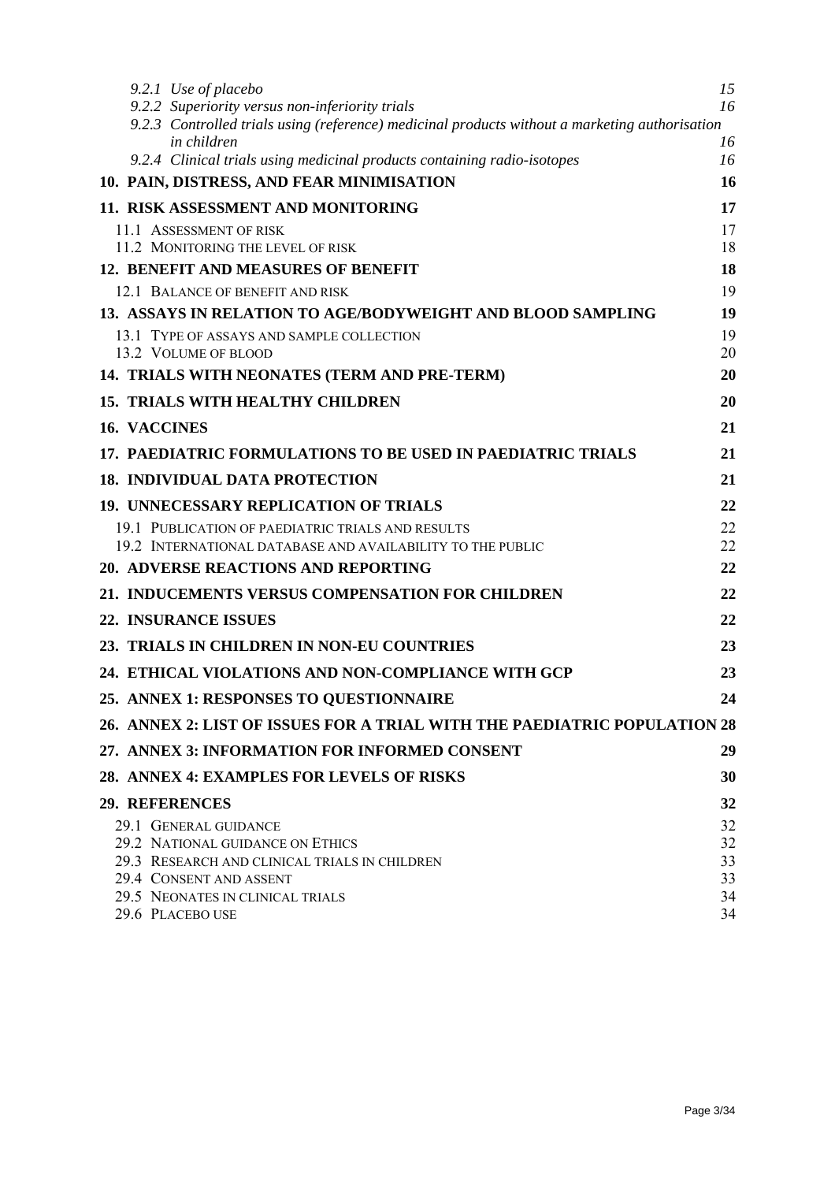*9.2.1 Use of placebo* 15
*9.2.2 Superiority versus non-inferiority trials* 16
*9.2.3 Controlled trials using (reference) medicinal products without a marketing authorisation in children* 16
*9.2.4 Clinical trials using medicinal products containing radio-isotopes* 16

**10. PAIN, DISTRESS, AND FEAR MINIMISATION** **16**

**11. RISK ASSESSMENT AND MONITORING** **17**

11.1 ASSESSMENT OF RISK 17
11.2 MONITORING THE LEVEL OF RISK 18

**12. BENEFIT AND MEASURES OF BENEFIT** **18**

12.1 BALANCE OF BENEFIT AND RISK 19

**13. ASSAYS IN RELATION TO AGE/BODYWEIGHT AND BLOOD SAMPLING** **19**

13.1 TYPE OF ASSAYS AND SAMPLE COLLECTION 19
13.2 VOLUME OF BLOOD 20

**14. TRIALS WITH NEONATES (TERM AND PRE-TERM)** **20**

**15. TRIALS WITH HEALTHY CHILDREN** **20**

**16. VACCINES** **21**

**17. PAEDIATRIC FORMULATIONS TO BE USED IN PAEDIATRIC TRIALS** **21**

**18. INDIVIDUAL DATA PROTECTION** **21**

**19. UNNECESSARY REPLICATION OF TRIALS** **22**

19.1 PUBLICATION OF PAEDIATRIC TRIALS AND RESULTS 22
19.2 INTERNATIONAL DATABASE AND AVAILABILITY TO THE PUBLIC 22

**20. ADVERSE REACTIONS AND REPORTING** **22**

**21. INDUCEMENTS VERSUS COMPENSATION FOR CHILDREN** **22**

**22. INSURANCE ISSUES** **22**

**23. TRIALS IN CHILDREN IN NON-EU COUNTRIES** **23**

**24. ETHICAL VIOLATIONS AND NON-COMPLIANCE WITH GCP** **23**

**25. ANNEX 1: RESPONSES TO QUESTIONNAIRE** **24**

**26. ANNEX 2: LIST OF ISSUES FOR A TRIAL WITH THE PAEDIATRIC POPULATION** **28**

**27. ANNEX 3: INFORMATION FOR INFORMED CONSENT** **29**

**28. ANNEX 4: EXAMPLES FOR LEVELS OF RISKS** **30**

**29. REFERENCES** **32**

29.1 GENERAL GUIDANCE 32
29.2 NATIONAL GUIDANCE ON ETHICS 32
29.3 RESEARCH AND CLINICAL TRIALS IN CHILDREN 33
29.4 CONSENT AND ASSENT 33
29.5 NEONATES IN CLINICAL TRIALS 34
29.6 PLACEBO USE 34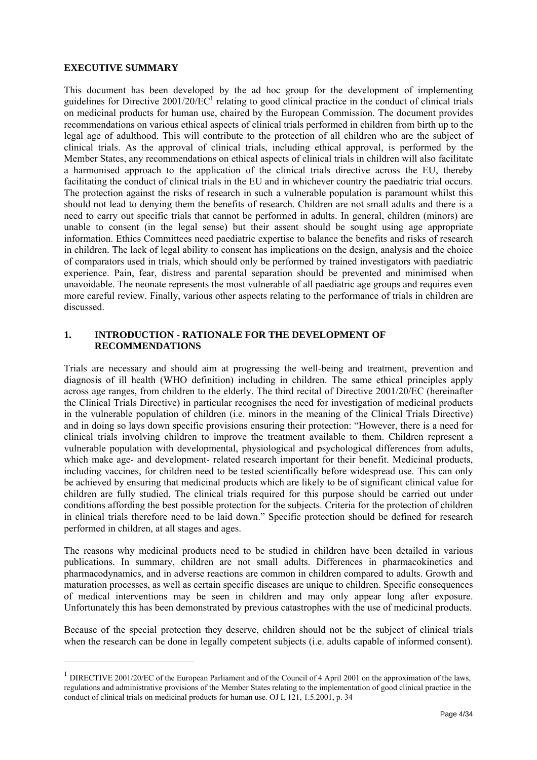**EXECUTIVE SUMMARY**

This document has been developed by the ad hoc group for the development of implementing guidelines for Directive 2001/20/EC[1] relating to good clinical practice in the conduct of clinical trials on medicinal products for human use, chaired by the European Commission. The document provides recommendations on various ethical aspects of clinical trials performed in children from birth up to the legal age of adulthood. This will contribute to the protection of all children who are the subject of clinical trials. As the approval of clinical trials, including ethical approval, is performed by the Member States, any recommendations on ethical aspects of clinical trials in children will also facilitate a harmonised approach to the application of the clinical trials directive across the EU, thereby facilitating the conduct of clinical trials in the EU and in whichever country the paediatric trial occurs. The protection against the risks of research in such a vulnerable population is paramount whilst this should not lead to denying them the benefits of research. Children are not small adults and there is a need to carry out specific trials that cannot be performed in adults. In general, children (minors) are unable to consent (in the legal sense) but their assent should be sought using age appropriate information. Ethics Committees need paediatric expertise to balance the benefits and risks of research in children. The lack of legal ability to consent has implications on the design, analysis and the choice of comparators used in trials, which should only be performed by trained investigators with paediatric experience. Pain, fear, distress and parental separation should be prevented and minimised when unavoidable. The neonate represents the most vulnerable of all paediatric age groups and requires even more careful review. Finally, various other aspects relating to the performance of trials in children are discussed.

## 1. INTRODUCTION - RATIONALE FOR THE DEVELOPMENT OF RECOMMENDATIONS

Trials are necessary and should aim at progressing the well-being and treatment, prevention and diagnosis of ill health (WHO definition) including in children. The same ethical principles apply across age ranges, from children to the elderly. The third recital of Directive 2001/20/EC (hereinafter the Clinical Trials Directive) in particular recognises the need for investigation of medicinal products in the vulnerable population of children (i.e. minors in the meaning of the Clinical Trials Directive) and in doing so lays down specific provisions ensuring their protection: "However, there is a need for clinical trials involving children to improve the treatment available to them. Children represent a vulnerable population with developmental, physiological and psychological differences from adults, which make age- and development- related research important for their benefit. Medicinal products, including vaccines, for children need to be tested scientifically before widespread use. This can only be achieved by ensuring that medicinal products which are likely to be of significant clinical value for children are fully studied. The clinical trials required for this purpose should be carried out under conditions affording the best possible protection for the subjects. Criteria for the protection of children in clinical trials therefore need to be laid down." Specific protection should be defined for research performed in children, at all stages and ages.

The reasons why medicinal products need to be studied in children have been detailed in various publications. In summary, children are not small adults. Differences in pharmacokinetics and pharmacodynamics, and in adverse reactions are common in children compared to adults. Growth and maturation processes, as well as certain specific diseases are unique to children. Specific consequences of medical interventions may be seen in children and may only appear long after exposure. Unfortunately this has been demonstrated by previous catastrophes with the use of medicinal products.

Because of the special protection they deserve, children should not be the subject of clinical trials when the research can be done in legally competent subjects (i.e. adults capable of informed consent).

[1] DIRECTIVE 2001/20/EC of the European Parliament and of the Council of 4 April 2001 on the approximation of the laws, regulations and administrative provisions of the Member States relating to the implementation of good clinical practice in the conduct of clinical trials on medicinal products for human use. OJ L 121, 1.5.2001, p. 34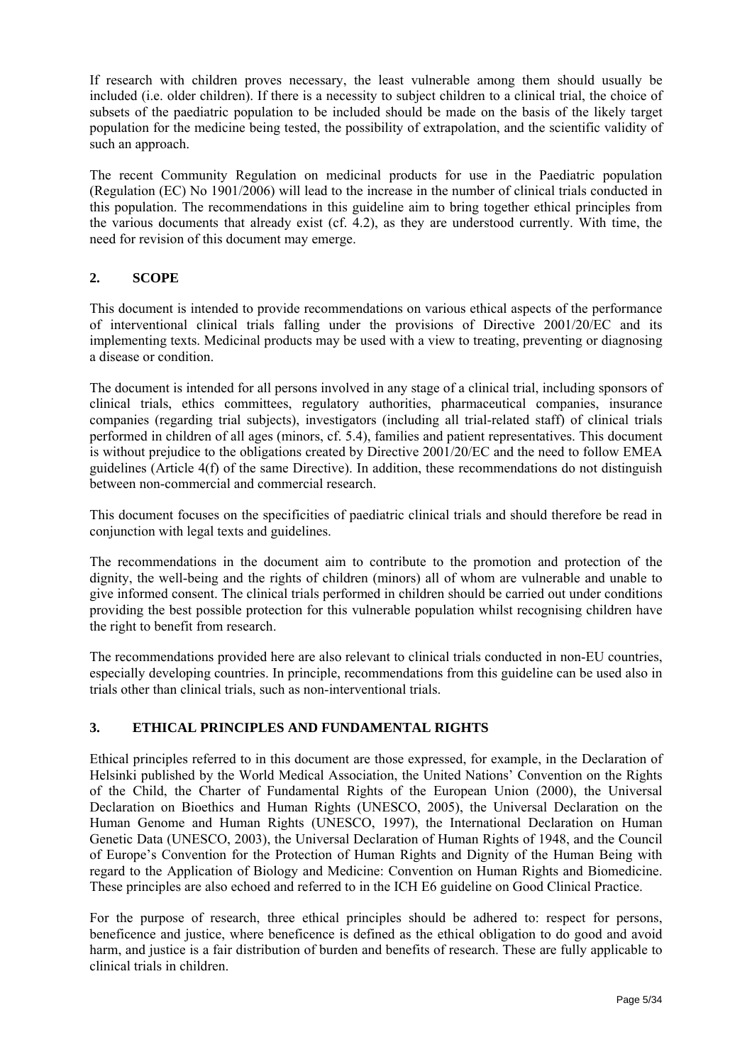If research with children proves necessary, the least vulnerable among them should usually be included (i.e. older children). If there is a necessity to subject children to a clinical trial, the choice of subsets of the paediatric population to be included should be made on the basis of the likely target population for the medicine being tested, the possibility of extrapolation, and the scientific validity of such an approach.

The recent Community Regulation on medicinal products for use in the Paediatric population (Regulation (EC) No 1901/2006) will lead to the increase in the number of clinical trials conducted in this population. The recommendations in this guideline aim to bring together ethical principles from the various documents that already exist (cf. 4.2), as they are understood currently. With time, the need for revision of this document may emerge.

## 2. SCOPE

This document is intended to provide recommendations on various ethical aspects of the performance of interventional clinical trials falling under the provisions of Directive 2001/20/EC and its implementing texts. Medicinal products may be used with a view to treating, preventing or diagnosing a disease or condition.

The document is intended for all persons involved in any stage of a clinical trial, including sponsors of clinical trials, ethics committees, regulatory authorities, pharmaceutical companies, insurance companies (regarding trial subjects), investigators (including all trial-related staff) of clinical trials performed in children of all ages (minors, cf. 5.4), families and patient representatives. This document is without prejudice to the obligations created by Directive 2001/20/EC and the need to follow EMEA guidelines (Article 4(f) of the same Directive). In addition, these recommendations do not distinguish between non-commercial and commercial research.

This document focuses on the specificities of paediatric clinical trials and should therefore be read in conjunction with legal texts and guidelines.

The recommendations in the document aim to contribute to the promotion and protection of the dignity, the well-being and the rights of children (minors) all of whom are vulnerable and unable to give informed consent. The clinical trials performed in children should be carried out under conditions providing the best possible protection for this vulnerable population whilst recognising children have the right to benefit from research.

The recommendations provided here are also relevant to clinical trials conducted in non-EU countries, especially developing countries. In principle, recommendations from this guideline can be used also in trials other than clinical trials, such as non-interventional trials.

## 3. ETHICAL PRINCIPLES AND FUNDAMENTAL RIGHTS

Ethical principles referred to in this document are those expressed, for example, in the Declaration of Helsinki published by the World Medical Association, the United Nations' Convention on the Rights of the Child, the Charter of Fundamental Rights of the European Union (2000), the Universal Declaration on Bioethics and Human Rights (UNESCO, 2005), the Universal Declaration on the Human Genome and Human Rights (UNESCO, 1997), the International Declaration on Human Genetic Data (UNESCO, 2003), the Universal Declaration of Human Rights of 1948, and the Council of Europe's Convention for the Protection of Human Rights and Dignity of the Human Being with regard to the Application of Biology and Medicine: Convention on Human Rights and Biomedicine. These principles are also echoed and referred to in the ICH E6 guideline on Good Clinical Practice.

For the purpose of research, three ethical principles should be adhered to: respect for persons, beneficence and justice, where beneficence is defined as the ethical obligation to do good and avoid harm, and justice is a fair distribution of burden and benefits of research. These are fully applicable to clinical trials in children.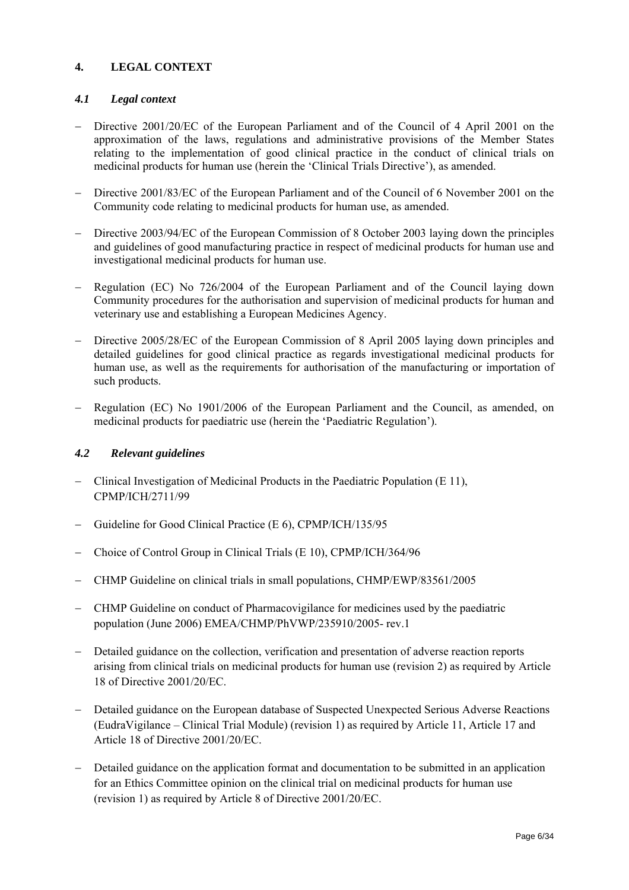## 4. LEGAL CONTEXT

### *4.1 Legal context*

- Directive 2001/20/EC of the European Parliament and of the Council of 4 April 2001 on the approximation of the laws, regulations and administrative provisions of the Member States relating to the implementation of good clinical practice in the conduct of clinical trials on medicinal products for human use (herein the 'Clinical Trials Directive'), as amended.
- Directive 2001/83/EC of the European Parliament and of the Council of 6 November 2001 on the Community code relating to medicinal products for human use, as amended.
- Directive 2003/94/EC of the European Commission of 8 October 2003 laying down the principles and guidelines of good manufacturing practice in respect of medicinal products for human use and investigational medicinal products for human use.
- Regulation (EC) No 726/2004 of the European Parliament and of the Council laying down Community procedures for the authorisation and supervision of medicinal products for human and veterinary use and establishing a European Medicines Agency.
- Directive 2005/28/EC of the European Commission of 8 April 2005 laying down principles and detailed guidelines for good clinical practice as regards investigational medicinal products for human use, as well as the requirements for authorisation of the manufacturing or importation of such products.
- Regulation (EC) No 1901/2006 of the European Parliament and the Council, as amended, on medicinal products for paediatric use (herein the 'Paediatric Regulation').

### *4.2 Relevant guidelines*

- Clinical Investigation of Medicinal Products in the Paediatric Population (E 11), CPMP/ICH/2711/99
- Guideline for Good Clinical Practice (E 6), CPMP/ICH/135/95
- Choice of Control Group in Clinical Trials (E 10), CPMP/ICH/364/96
- CHMP Guideline on clinical trials in small populations, CHMP/EWP/83561/2005
- CHMP Guideline on conduct of Pharmacovigilance for medicines used by the paediatric population (June 2006) EMEA/CHMP/PhVWP/235910/2005- rev.1
- Detailed guidance on the collection, verification and presentation of adverse reaction reports arising from clinical trials on medicinal products for human use (revision 2) as required by Article 18 of Directive 2001/20/EC.
- Detailed guidance on the European database of Suspected Unexpected Serious Adverse Reactions (EudraVigilance – Clinical Trial Module) (revision 1) as required by Article 11, Article 17 and Article 18 of Directive 2001/20/EC.
- Detailed guidance on the application format and documentation to be submitted in an application for an Ethics Committee opinion on the clinical trial on medicinal products for human use (revision 1) as required by Article 8 of Directive 2001/20/EC.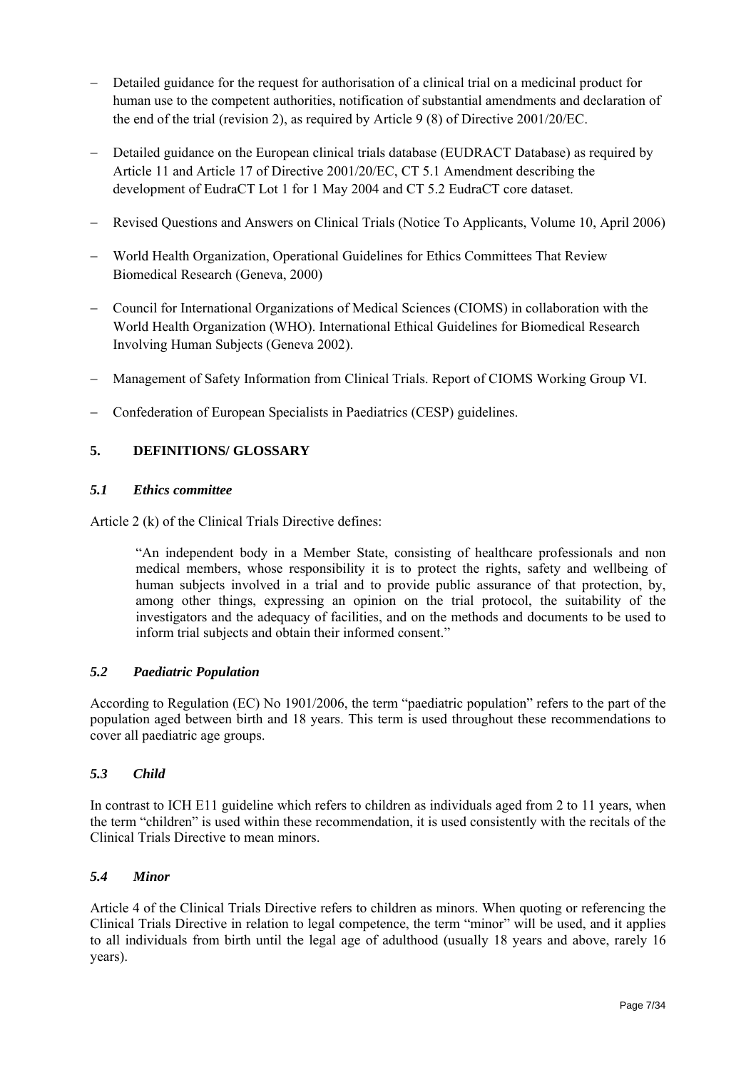- Detailed guidance for the request for authorisation of a clinical trial on a medicinal product for human use to the competent authorities, notification of substantial amendments and declaration of the end of the trial (revision 2), as required by Article 9 (8) of Directive 2001/20/EC.
- Detailed guidance on the European clinical trials database (EUDRACT Database) as required by Article 11 and Article 17 of Directive 2001/20/EC, CT 5.1 Amendment describing the development of EudraCT Lot 1 for 1 May 2004 and CT 5.2 EudraCT core dataset.
- Revised Questions and Answers on Clinical Trials (Notice To Applicants, Volume 10, April 2006)
- World Health Organization, Operational Guidelines for Ethics Committees That Review Biomedical Research (Geneva, 2000)
- Council for International Organizations of Medical Sciences (CIOMS) in collaboration with the World Health Organization (WHO). International Ethical Guidelines for Biomedical Research Involving Human Subjects (Geneva 2002).
- Management of Safety Information from Clinical Trials. Report of CIOMS Working Group VI.
- Confederation of European Specialists in Paediatrics (CESP) guidelines.

## 5. DEFINITIONS/ GLOSSARY

### *5.1 Ethics committee*

Article 2 (k) of the Clinical Trials Directive defines:

> "An independent body in a Member State, consisting of healthcare professionals and non medical members, whose responsibility it is to protect the rights, safety and wellbeing of human subjects involved in a trial and to provide public assurance of that protection, by, among other things, expressing an opinion on the trial protocol, the suitability of the investigators and the adequacy of facilities, and on the methods and documents to be used to inform trial subjects and obtain their informed consent."

### *5.2 Paediatric Population*

According to Regulation (EC) No 1901/2006, the term "paediatric population" refers to the part of the population aged between birth and 18 years. This term is used throughout these recommendations to cover all paediatric age groups.

### *5.3 Child*

In contrast to ICH E11 guideline which refers to children as individuals aged from 2 to 11 years, when the term "children" is used within these recommendation, it is used consistently with the recitals of the Clinical Trials Directive to mean minors.

### *5.4 Minor*

Article 4 of the Clinical Trials Directive refers to children as minors. When quoting or referencing the Clinical Trials Directive in relation to legal competence, the term "minor" will be used, and it applies to all individuals from birth until the legal age of adulthood (usually 18 years and above, rarely 16 years).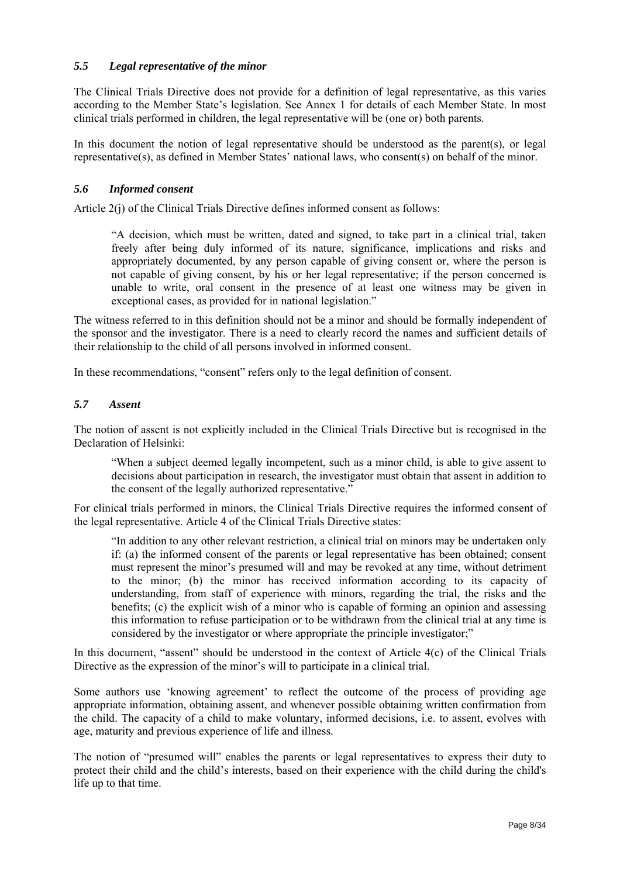### *5.5 Legal representative of the minor*

The Clinical Trials Directive does not provide for a definition of legal representative, as this varies according to the Member State's legislation. See Annex 1 for details of each Member State. In most clinical trials performed in children, the legal representative will be (one or) both parents.

In this document the notion of legal representative should be understood as the parent(s), or legal representative(s), as defined in Member States' national laws, who consent(s) on behalf of the minor.

### *5.6 Informed consent*

Article 2(j) of the Clinical Trials Directive defines informed consent as follows:

> "A decision, which must be written, dated and signed, to take part in a clinical trial, taken freely after being duly informed of its nature, significance, implications and risks and appropriately documented, by any person capable of giving consent or, where the person is not capable of giving consent, by his or her legal representative; if the person concerned is unable to write, oral consent in the presence of at least one witness may be given in exceptional cases, as provided for in national legislation."

The witness referred to in this definition should not be a minor and should be formally independent of the sponsor and the investigator. There is a need to clearly record the names and sufficient details of their relationship to the child of all persons involved in informed consent.

In these recommendations, "consent" refers only to the legal definition of consent.

### *5.7 Assent*

The notion of assent is not explicitly included in the Clinical Trials Directive but is recognised in the Declaration of Helsinki:

> "When a subject deemed legally incompetent, such as a minor child, is able to give assent to decisions about participation in research, the investigator must obtain that assent in addition to the consent of the legally authorized representative."

For clinical trials performed in minors, the Clinical Trials Directive requires the informed consent of the legal representative. Article 4 of the Clinical Trials Directive states:

> "In addition to any other relevant restriction, a clinical trial on minors may be undertaken only if: (a) the informed consent of the parents or legal representative has been obtained; consent must represent the minor's presumed will and may be revoked at any time, without detriment to the minor; (b) the minor has received information according to its capacity of understanding, from staff of experience with minors, regarding the trial, the risks and the benefits; (c) the explicit wish of a minor who is capable of forming an opinion and assessing this information to refuse participation or to be withdrawn from the clinical trial at any time is considered by the investigator or where appropriate the principle investigator;"

In this document, "assent" should be understood in the context of Article 4(c) of the Clinical Trials Directive as the expression of the minor's will to participate in a clinical trial.

Some authors use 'knowing agreement' to reflect the outcome of the process of providing age appropriate information, obtaining assent, and whenever possible obtaining written confirmation from the child. The capacity of a child to make voluntary, informed decisions, i.e. to assent, evolves with age, maturity and previous experience of life and illness.

The notion of "presumed will" enables the parents or legal representatives to express their duty to protect their child and the child's interests, based on their experience with the child during the child's life up to that time.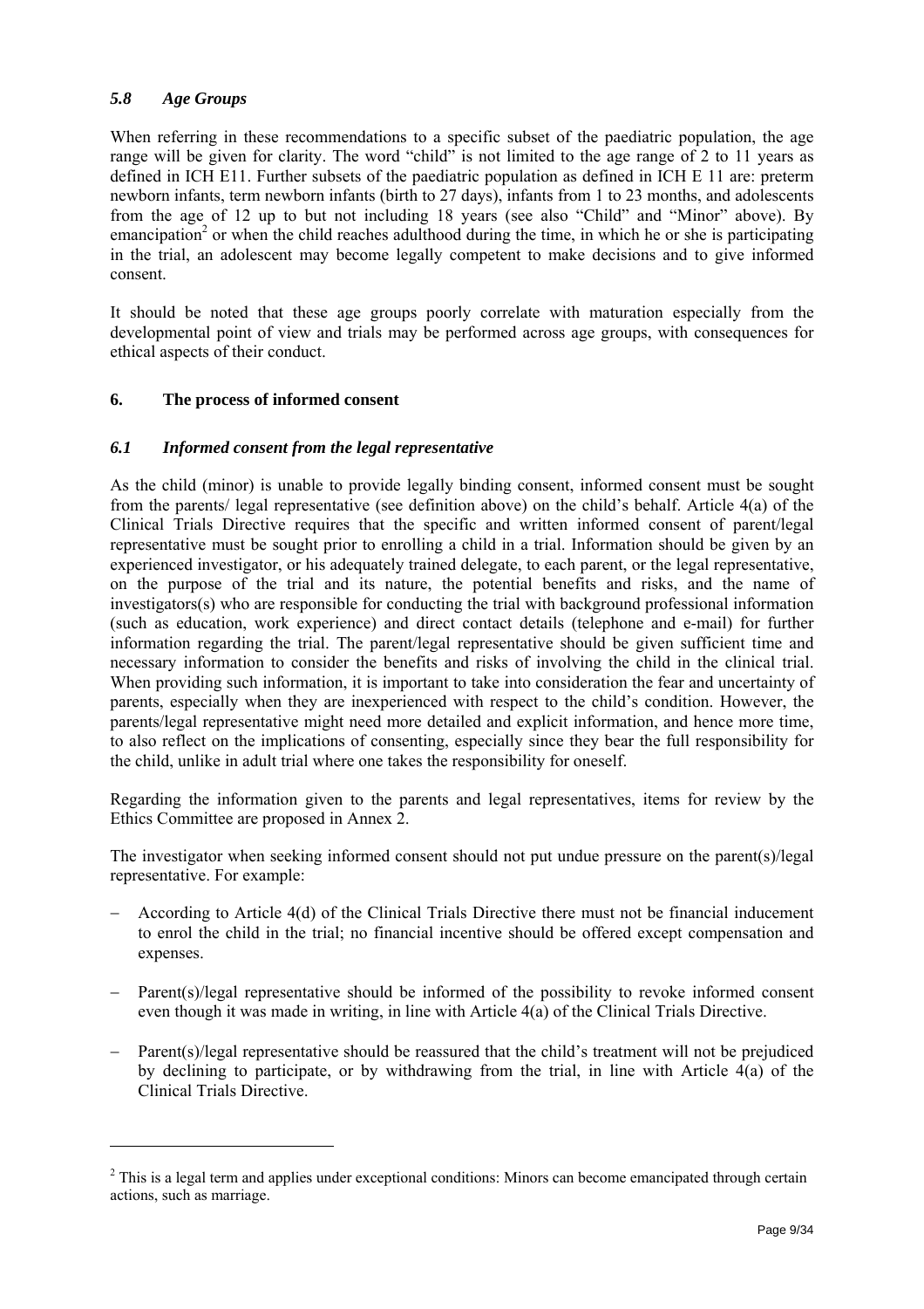### *5.8 Age Groups*

When referring in these recommendations to a specific subset of the paediatric population, the age range will be given for clarity. The word "child" is not limited to the age range of 2 to 11 years as defined in ICH E11. Further subsets of the paediatric population as defined in ICH E 11 are: preterm newborn infants, term newborn infants (birth to 27 days), infants from 1 to 23 months, and adolescents from the age of 12 up to but not including 18 years (see also "Child" and "Minor" above). By emancipation[2] or when the child reaches adulthood during the time, in which he or she is participating in the trial, an adolescent may become legally competent to make decisions and to give informed consent.

It should be noted that these age groups poorly correlate with maturation especially from the developmental point of view and trials may be performed across age groups, with consequences for ethical aspects of their conduct.

## 6. The process of informed consent

### *6.1 Informed consent from the legal representative*

As the child (minor) is unable to provide legally binding consent, informed consent must be sought from the parents/ legal representative (see definition above) on the child's behalf. Article 4(a) of the Clinical Trials Directive requires that the specific and written informed consent of parent/legal representative must be sought prior to enrolling a child in a trial. Information should be given by an experienced investigator, or his adequately trained delegate, to each parent, or the legal representative, on the purpose of the trial and its nature, the potential benefits and risks, and the name of investigators(s) who are responsible for conducting the trial with background professional information (such as education, work experience) and direct contact details (telephone and e-mail) for further information regarding the trial. The parent/legal representative should be given sufficient time and necessary information to consider the benefits and risks of involving the child in the clinical trial. When providing such information, it is important to take into consideration the fear and uncertainty of parents, especially when they are inexperienced with respect to the child's condition. However, the parents/legal representative might need more detailed and explicit information, and hence more time, to also reflect on the implications of consenting, especially since they bear the full responsibility for the child, unlike in adult trial where one takes the responsibility for oneself.

Regarding the information given to the parents and legal representatives, items for review by the Ethics Committee are proposed in Annex 2.

The investigator when seeking informed consent should not put undue pressure on the parent(s)/legal representative. For example:

- According to Article 4(d) of the Clinical Trials Directive there must not be financial inducement to enrol the child in the trial; no financial incentive should be offered except compensation and expenses.
- Parent(s)/legal representative should be informed of the possibility to revoke informed consent even though it was made in writing, in line with Article 4(a) of the Clinical Trials Directive.
- Parent(s)/legal representative should be reassured that the child's treatment will not be prejudiced by declining to participate, or by withdrawing from the trial, in line with Article 4(a) of the Clinical Trials Directive.

---

[2] This is a legal term and applies under exceptional conditions: Minors can become emancipated through certain actions, such as marriage.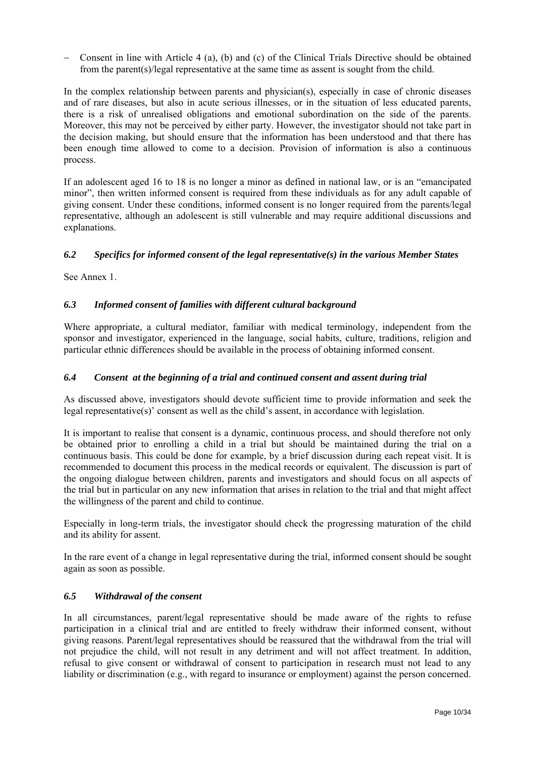- Consent in line with Article 4 (a), (b) and (c) of the Clinical Trials Directive should be obtained from the parent(s)/legal representative at the same time as assent is sought from the child.

In the complex relationship between parents and physician(s), especially in case of chronic diseases and of rare diseases, but also in acute serious illnesses, or in the situation of less educated parents, there is a risk of unrealised obligations and emotional subordination on the side of the parents. Moreover, this may not be perceived by either party. However, the investigator should not take part in the decision making, but should ensure that the information has been understood and that there has been enough time allowed to come to a decision. Provision of information is also a continuous process.

If an adolescent aged 16 to 18 is no longer a minor as defined in national law, or is an "emancipated minor", then written informed consent is required from these individuals as for any adult capable of giving consent. Under these conditions, informed consent is no longer required from the parents/legal representative, although an adolescent is still vulnerable and may require additional discussions and explanations.

### *6.2 Specifics for informed consent of the legal representative(s) in the various Member States*

See Annex 1.

### *6.3 Informed consent of families with different cultural background*

Where appropriate, a cultural mediator, familiar with medical terminology, independent from the sponsor and investigator, experienced in the language, social habits, culture, traditions, religion and particular ethnic differences should be available in the process of obtaining informed consent.

### *6.4 Consent at the beginning of a trial and continued consent and assent during trial*

As discussed above, investigators should devote sufficient time to provide information and seek the legal representative(s)' consent as well as the child's assent, in accordance with legislation.

It is important to realise that consent is a dynamic, continuous process, and should therefore not only be obtained prior to enrolling a child in a trial but should be maintained during the trial on a continuous basis. This could be done for example, by a brief discussion during each repeat visit. It is recommended to document this process in the medical records or equivalent. The discussion is part of the ongoing dialogue between children, parents and investigators and should focus on all aspects of the trial but in particular on any new information that arises in relation to the trial and that might affect the willingness of the parent and child to continue.

Especially in long-term trials, the investigator should check the progressing maturation of the child and its ability for assent.

In the rare event of a change in legal representative during the trial, informed consent should be sought again as soon as possible.

### *6.5 Withdrawal of the consent*

In all circumstances, parent/legal representative should be made aware of the rights to refuse participation in a clinical trial and are entitled to freely withdraw their informed consent, without giving reasons. Parent/legal representatives should be reassured that the withdrawal from the trial will not prejudice the child, will not result in any detriment and will not affect treatment. In addition, refusal to give consent or withdrawal of consent to participation in research must not lead to any liability or discrimination (e.g., with regard to insurance or employment) against the person concerned.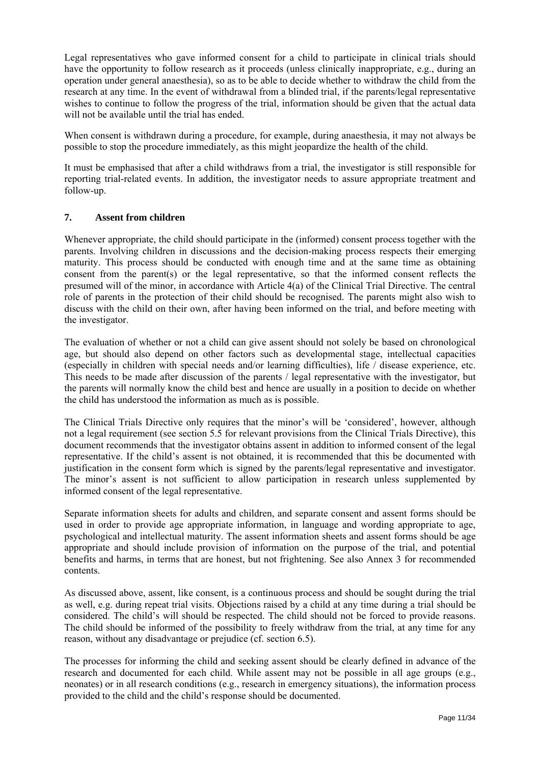Legal representatives who gave informed consent for a child to participate in clinical trials should have the opportunity to follow research as it proceeds (unless clinically inappropriate, e.g., during an operation under general anaesthesia), so as to be able to decide whether to withdraw the child from the research at any time. In the event of withdrawal from a blinded trial, if the parents/legal representative wishes to continue to follow the progress of the trial, information should be given that the actual data will not be available until the trial has ended.

When consent is withdrawn during a procedure, for example, during anaesthesia, it may not always be possible to stop the procedure immediately, as this might jeopardize the health of the child.

It must be emphasised that after a child withdraws from a trial, the investigator is still responsible for reporting trial-related events. In addition, the investigator needs to assure appropriate treatment and follow-up.

## 7. Assent from children

Whenever appropriate, the child should participate in the (informed) consent process together with the parents. Involving children in discussions and the decision-making process respects their emerging maturity. This process should be conducted with enough time and at the same time as obtaining consent from the parent(s) or the legal representative, so that the informed consent reflects the presumed will of the minor, in accordance with Article 4(a) of the Clinical Trial Directive. The central role of parents in the protection of their child should be recognised. The parents might also wish to discuss with the child on their own, after having been informed on the trial, and before meeting with the investigator.

The evaluation of whether or not a child can give assent should not solely be based on chronological age, but should also depend on other factors such as developmental stage, intellectual capacities (especially in children with special needs and/or learning difficulties), life / disease experience, etc. This needs to be made after discussion of the parents / legal representative with the investigator, but the parents will normally know the child best and hence are usually in a position to decide on whether the child has understood the information as much as is possible.

The Clinical Trials Directive only requires that the minor's will be 'considered', however, although not a legal requirement (see section 5.5 for relevant provisions from the Clinical Trials Directive), this document recommends that the investigator obtains assent in addition to informed consent of the legal representative. If the child's assent is not obtained, it is recommended that this be documented with justification in the consent form which is signed by the parents/legal representative and investigator. The minor's assent is not sufficient to allow participation in research unless supplemented by informed consent of the legal representative.

Separate information sheets for adults and children, and separate consent and assent forms should be used in order to provide age appropriate information, in language and wording appropriate to age, psychological and intellectual maturity. The assent information sheets and assent forms should be age appropriate and should include provision of information on the purpose of the trial, and potential benefits and harms, in terms that are honest, but not frightening. See also Annex 3 for recommended contents.

As discussed above, assent, like consent, is a continuous process and should be sought during the trial as well, e.g. during repeat trial visits. Objections raised by a child at any time during a trial should be considered. The child's will should be respected. The child should not be forced to provide reasons. The child should be informed of the possibility to freely withdraw from the trial, at any time for any reason, without any disadvantage or prejudice (cf. section 6.5).

The processes for informing the child and seeking assent should be clearly defined in advance of the research and documented for each child. While assent may not be possible in all age groups (e.g., neonates) or in all research conditions (e.g., research in emergency situations), the information process provided to the child and the child's response should be documented.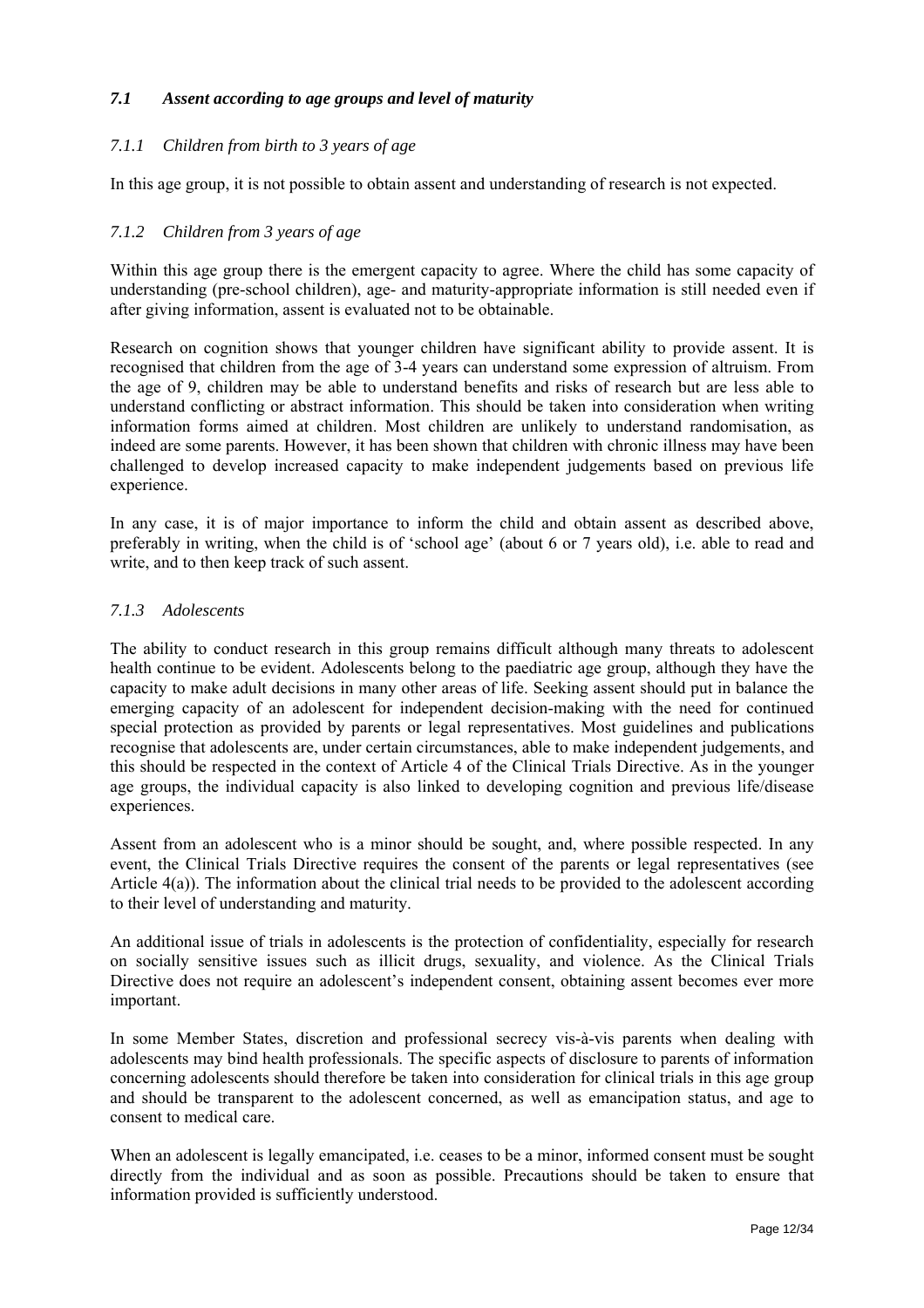### *7.1 Assent according to age groups and level of maturity*

#### *7.1.1 Children from birth to 3 years of age*

In this age group, it is not possible to obtain assent and understanding of research is not expected.

#### *7.1.2 Children from 3 years of age*

Within this age group there is the emergent capacity to agree. Where the child has some capacity of understanding (pre-school children), age- and maturity-appropriate information is still needed even if after giving information, assent is evaluated not to be obtainable.

Research on cognition shows that younger children have significant ability to provide assent. It is recognised that children from the age of 3-4 years can understand some expression of altruism. From the age of 9, children may be able to understand benefits and risks of research but are less able to understand conflicting or abstract information. This should be taken into consideration when writing information forms aimed at children. Most children are unlikely to understand randomisation, as indeed are some parents. However, it has been shown that children with chronic illness may have been challenged to develop increased capacity to make independent judgements based on previous life experience.

In any case, it is of major importance to inform the child and obtain assent as described above, preferably in writing, when the child is of 'school age' (about 6 or 7 years old), i.e. able to read and write, and to then keep track of such assent.

#### *7.1.3 Adolescents*

The ability to conduct research in this group remains difficult although many threats to adolescent health continue to be evident. Adolescents belong to the paediatric age group, although they have the capacity to make adult decisions in many other areas of life. Seeking assent should put in balance the emerging capacity of an adolescent for independent decision-making with the need for continued special protection as provided by parents or legal representatives. Most guidelines and publications recognise that adolescents are, under certain circumstances, able to make independent judgements, and this should be respected in the context of Article 4 of the Clinical Trials Directive. As in the younger age groups, the individual capacity is also linked to developing cognition and previous life/disease experiences.

Assent from an adolescent who is a minor should be sought, and, where possible respected. In any event, the Clinical Trials Directive requires the consent of the parents or legal representatives (see Article 4(a)). The information about the clinical trial needs to be provided to the adolescent according to their level of understanding and maturity.

An additional issue of trials in adolescents is the protection of confidentiality, especially for research on socially sensitive issues such as illicit drugs, sexuality, and violence. As the Clinical Trials Directive does not require an adolescent's independent consent, obtaining assent becomes ever more important.

In some Member States, discretion and professional secrecy vis-à-vis parents when dealing with adolescents may bind health professionals. The specific aspects of disclosure to parents of information concerning adolescents should therefore be taken into consideration for clinical trials in this age group and should be transparent to the adolescent concerned, as well as emancipation status, and age to consent to medical care.

When an adolescent is legally emancipated, i.e. ceases to be a minor, informed consent must be sought directly from the individual and as soon as possible. Precautions should be taken to ensure that information provided is sufficiently understood.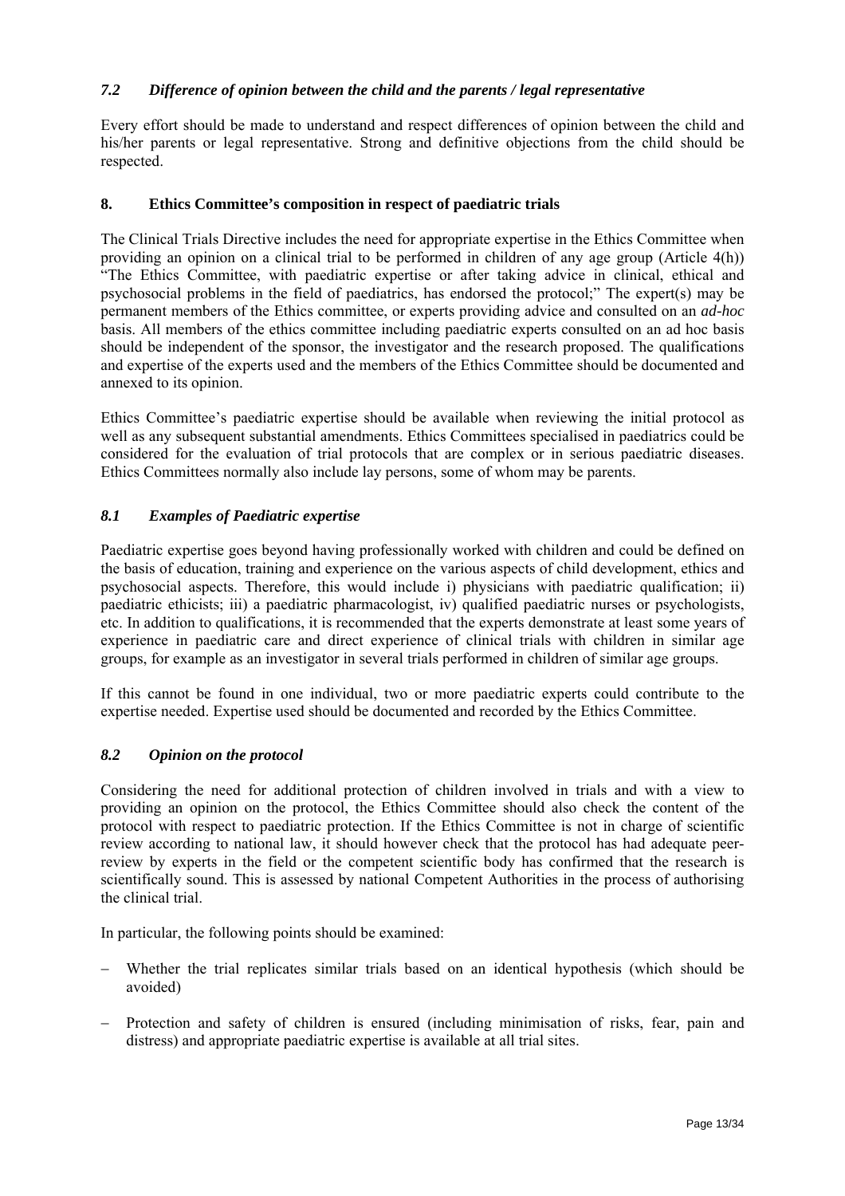### *7.2 Difference of opinion between the child and the parents / legal representative*

Every effort should be made to understand and respect differences of opinion between the child and his/her parents or legal representative. Strong and definitive objections from the child should be respected.

## 8. Ethics Committee's composition in respect of paediatric trials

The Clinical Trials Directive includes the need for appropriate expertise in the Ethics Committee when providing an opinion on a clinical trial to be performed in children of any age group (Article 4(h)) "The Ethics Committee, with paediatric expertise or after taking advice in clinical, ethical and psychosocial problems in the field of paediatrics, has endorsed the protocol;" The expert(s) may be permanent members of the Ethics committee, or experts providing advice and consulted on an *ad-hoc* basis. All members of the ethics committee including paediatric experts consulted on an ad hoc basis should be independent of the sponsor, the investigator and the research proposed. The qualifications and expertise of the experts used and the members of the Ethics Committee should be documented and annexed to its opinion.

Ethics Committee's paediatric expertise should be available when reviewing the initial protocol as well as any subsequent substantial amendments. Ethics Committees specialised in paediatrics could be considered for the evaluation of trial protocols that are complex or in serious paediatric diseases. Ethics Committees normally also include lay persons, some of whom may be parents.

### *8.1 Examples of Paediatric expertise*

Paediatric expertise goes beyond having professionally worked with children and could be defined on the basis of education, training and experience on the various aspects of child development, ethics and psychosocial aspects. Therefore, this would include i) physicians with paediatric qualification; ii) paediatric ethicists; iii) a paediatric pharmacologist, iv) qualified paediatric nurses or psychologists, etc. In addition to qualifications, it is recommended that the experts demonstrate at least some years of experience in paediatric care and direct experience of clinical trials with children in similar age groups, for example as an investigator in several trials performed in children of similar age groups.

If this cannot be found in one individual, two or more paediatric experts could contribute to the expertise needed. Expertise used should be documented and recorded by the Ethics Committee.

### *8.2 Opinion on the protocol*

Considering the need for additional protection of children involved in trials and with a view to providing an opinion on the protocol, the Ethics Committee should also check the content of the protocol with respect to paediatric protection. If the Ethics Committee is not in charge of scientific review according to national law, it should however check that the protocol has had adequate peer-review by experts in the field or the competent scientific body has confirmed that the research is scientifically sound. This is assessed by national Competent Authorities in the process of authorising the clinical trial.

In particular, the following points should be examined:

- Whether the trial replicates similar trials based on an identical hypothesis (which should be avoided)
- Protection and safety of children is ensured (including minimisation of risks, fear, pain and distress) and appropriate paediatric expertise is available at all trial sites.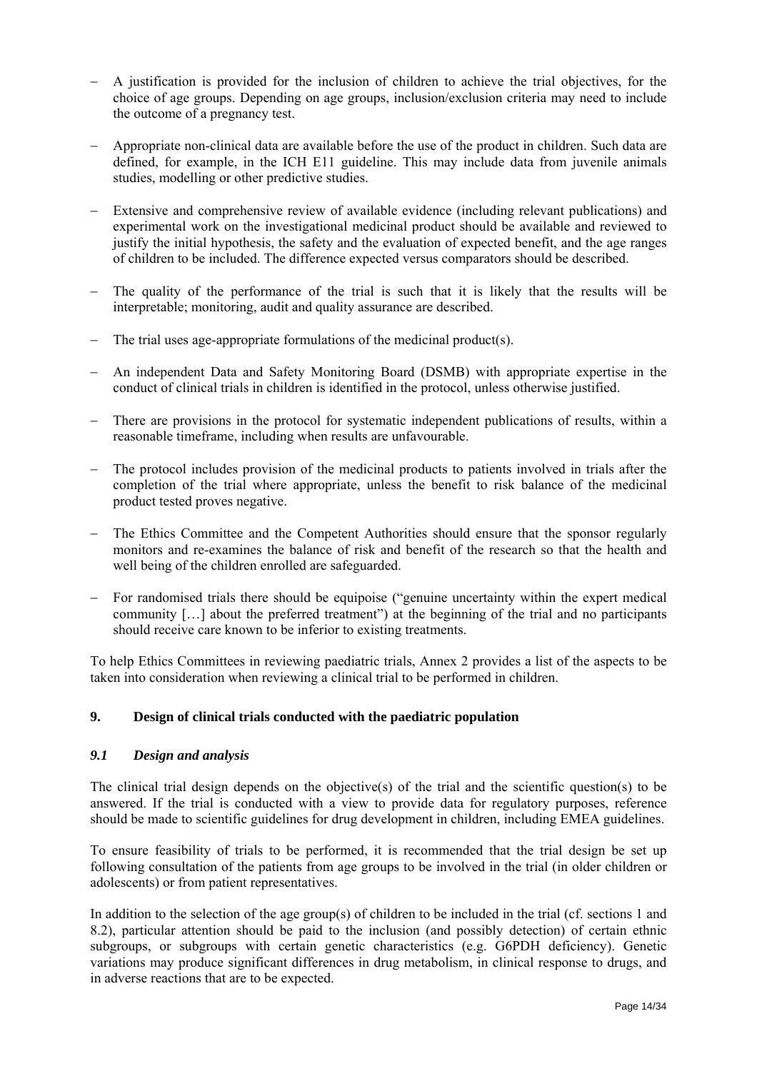- A justification is provided for the inclusion of children to achieve the trial objectives, for the choice of age groups. Depending on age groups, inclusion/exclusion criteria may need to include the outcome of a pregnancy test.
- Appropriate non-clinical data are available before the use of the product in children. Such data are defined, for example, in the ICH E11 guideline. This may include data from juvenile animals studies, modelling or other predictive studies.
- Extensive and comprehensive review of available evidence (including relevant publications) and experimental work on the investigational medicinal product should be available and reviewed to justify the initial hypothesis, the safety and the evaluation of expected benefit, and the age ranges of children to be included. The difference expected versus comparators should be described.
- The quality of the performance of the trial is such that it is likely that the results will be interpretable; monitoring, audit and quality assurance are described.
- The trial uses age-appropriate formulations of the medicinal product(s).
- An independent Data and Safety Monitoring Board (DSMB) with appropriate expertise in the conduct of clinical trials in children is identified in the protocol, unless otherwise justified.
- There are provisions in the protocol for systematic independent publications of results, within a reasonable timeframe, including when results are unfavourable.
- The protocol includes provision of the medicinal products to patients involved in trials after the completion of the trial where appropriate, unless the benefit to risk balance of the medicinal product tested proves negative.
- The Ethics Committee and the Competent Authorities should ensure that the sponsor regularly monitors and re-examines the balance of risk and benefit of the research so that the health and well being of the children enrolled are safeguarded.
- For randomised trials there should be equipoise ("genuine uncertainty within the expert medical community […] about the preferred treatment") at the beginning of the trial and no participants should receive care known to be inferior to existing treatments.

To help Ethics Committees in reviewing paediatric trials, Annex 2 provides a list of the aspects to be taken into consideration when reviewing a clinical trial to be performed in children.

## 9. Design of clinical trials conducted with the paediatric population

### *9.1 Design and analysis*

The clinical trial design depends on the objective(s) of the trial and the scientific question(s) to be answered. If the trial is conducted with a view to provide data for regulatory purposes, reference should be made to scientific guidelines for drug development in children, including EMEA guidelines.

To ensure feasibility of trials to be performed, it is recommended that the trial design be set up following consultation of the patients from age groups to be involved in the trial (in older children or adolescents) or from patient representatives.

In addition to the selection of the age group(s) of children to be included in the trial (cf. sections 1 and 8.2), particular attention should be paid to the inclusion (and possibly detection) of certain ethnic subgroups, or subgroups with certain genetic characteristics (e.g. G6PDH deficiency). Genetic variations may produce significant differences in drug metabolism, in clinical response to drugs, and in adverse reactions that are to be expected.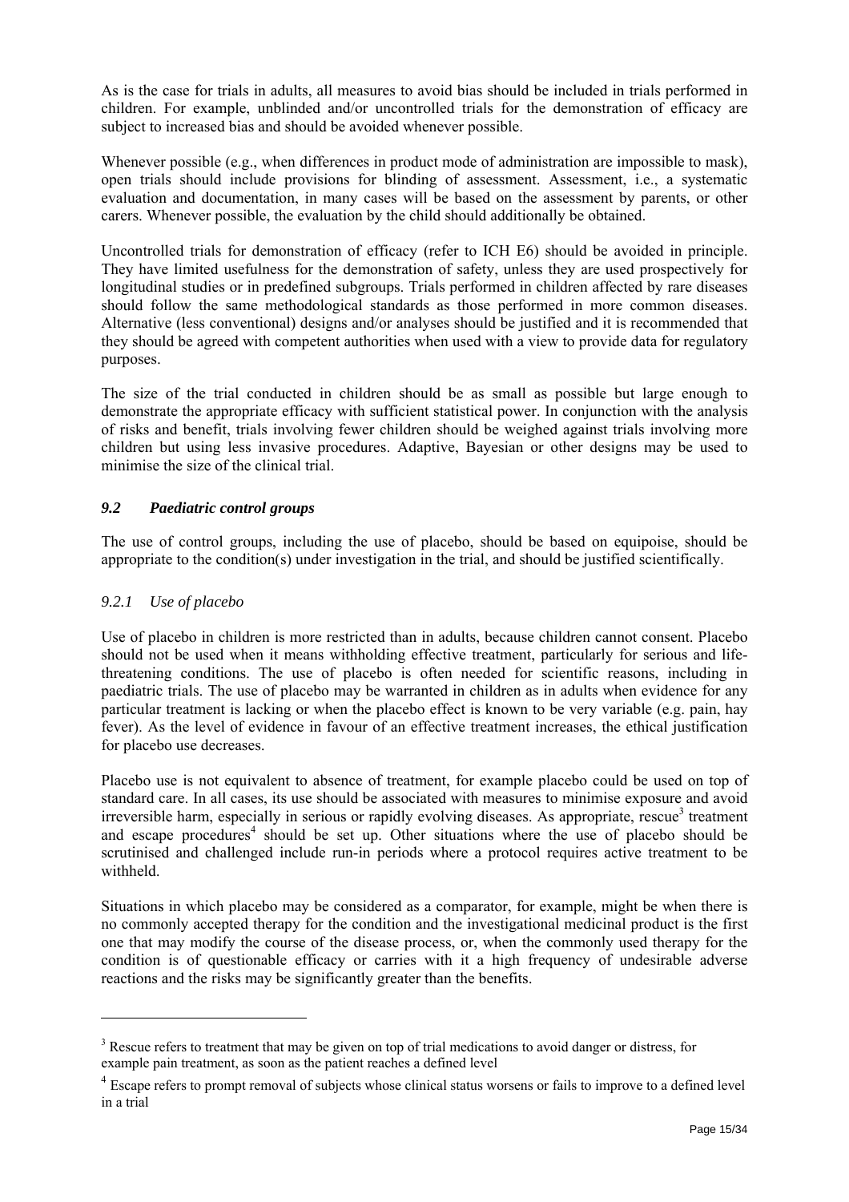As is the case for trials in adults, all measures to avoid bias should be included in trials performed in children. For example, unblinded and/or uncontrolled trials for the demonstration of efficacy are subject to increased bias and should be avoided whenever possible.

Whenever possible (e.g., when differences in product mode of administration are impossible to mask), open trials should include provisions for blinding of assessment. Assessment, i.e., a systematic evaluation and documentation, in many cases will be based on the assessment by parents, or other carers. Whenever possible, the evaluation by the child should additionally be obtained.

Uncontrolled trials for demonstration of efficacy (refer to ICH E6) should be avoided in principle. They have limited usefulness for the demonstration of safety, unless they are used prospectively for longitudinal studies or in predefined subgroups. Trials performed in children affected by rare diseases should follow the same methodological standards as those performed in more common diseases. Alternative (less conventional) designs and/or analyses should be justified and it is recommended that they should be agreed with competent authorities when used with a view to provide data for regulatory purposes.

The size of the trial conducted in children should be as small as possible but large enough to demonstrate the appropriate efficacy with sufficient statistical power. In conjunction with the analysis of risks and benefit, trials involving fewer children should be weighed against trials involving more children but using less invasive procedures. Adaptive, Bayesian or other designs may be used to minimise the size of the clinical trial.

### *9.2 Paediatric control groups*

The use of control groups, including the use of placebo, should be based on equipoise, should be appropriate to the condition(s) under investigation in the trial, and should be justified scientifically.

#### *9.2.1 Use of placebo*

Use of placebo in children is more restricted than in adults, because children cannot consent. Placebo should not be used when it means withholding effective treatment, particularly for serious and life-threatening conditions. The use of placebo is often needed for scientific reasons, including in paediatric trials. The use of placebo may be warranted in children as in adults when evidence for any particular treatment is lacking or when the placebo effect is known to be very variable (e.g. pain, hay fever). As the level of evidence in favour of an effective treatment increases, the ethical justification for placebo use decreases.

Placebo use is not equivalent to absence of treatment, for example placebo could be used on top of standard care. In all cases, its use should be associated with measures to minimise exposure and avoid irreversible harm, especially in serious or rapidly evolving diseases. As appropriate, rescue[3] treatment and escape procedures[4] should be set up. Other situations where the use of placebo should be scrutinised and challenged include run-in periods where a protocol requires active treatment to be withheld.

Situations in which placebo may be considered as a comparator, for example, might be when there is no commonly accepted therapy for the condition and the investigational medicinal product is the first one that may modify the course of the disease process, or, when the commonly used therapy for the condition is of questionable efficacy or carries with it a high frequency of undesirable adverse reactions and the risks may be significantly greater than the benefits.

---

[3] Rescue refers to treatment that may be given on top of trial medications to avoid danger or distress, for example pain treatment, as soon as the patient reaches a defined level

[4] Escape refers to prompt removal of subjects whose clinical status worsens or fails to improve to a defined level in a trial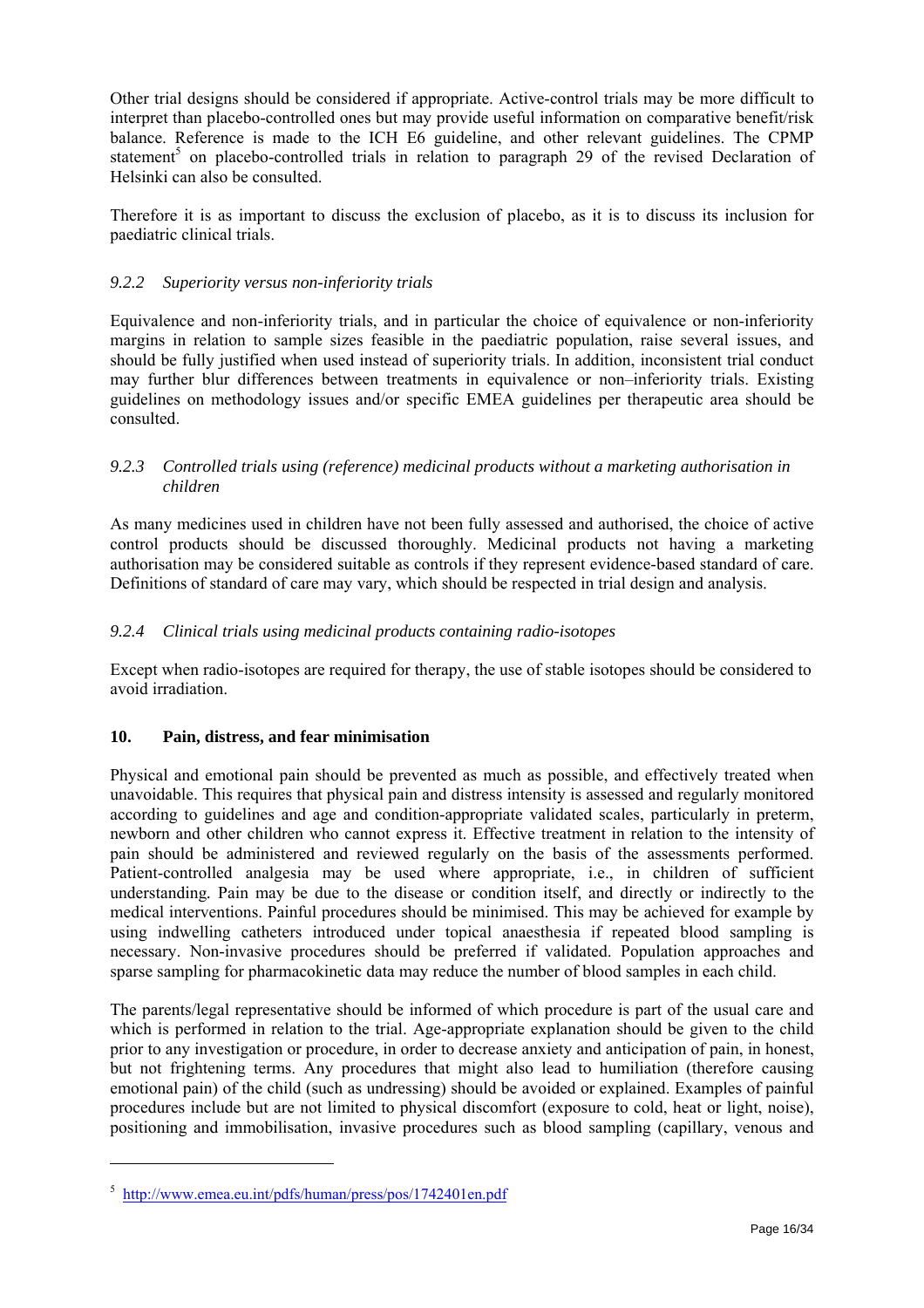Other trial designs should be considered if appropriate. Active-control trials may be more difficult to interpret than placebo-controlled ones but may provide useful information on comparative benefit/risk balance. Reference is made to the ICH E6 guideline, and other relevant guidelines. The CPMP statement[5] on placebo-controlled trials in relation to paragraph 29 of the revised Declaration of Helsinki can also be consulted.

Therefore it is as important to discuss the exclusion of placebo, as it is to discuss its inclusion for paediatric clinical trials.

#### *9.2.2 Superiority versus non-inferiority trials*

Equivalence and non-inferiority trials, and in particular the choice of equivalence or non-inferiority margins in relation to sample sizes feasible in the paediatric population, raise several issues, and should be fully justified when used instead of superiority trials. In addition, inconsistent trial conduct may further blur differences between treatments in equivalence or non–inferiority trials. Existing guidelines on methodology issues and/or specific EMEA guidelines per therapeutic area should be consulted.

#### *9.2.3 Controlled trials using (reference) medicinal products without a marketing authorisation in children*

As many medicines used in children have not been fully assessed and authorised, the choice of active control products should be discussed thoroughly. Medicinal products not having a marketing authorisation may be considered suitable as controls if they represent evidence-based standard of care. Definitions of standard of care may vary, which should be respected in trial design and analysis.

#### *9.2.4 Clinical trials using medicinal products containing radio-isotopes*

Except when radio-isotopes are required for therapy, the use of stable isotopes should be considered to avoid irradiation.

## 10. Pain, distress, and fear minimisation

Physical and emotional pain should be prevented as much as possible, and effectively treated when unavoidable. This requires that physical pain and distress intensity is assessed and regularly monitored according to guidelines and age and condition-appropriate validated scales, particularly in preterm, newborn and other children who cannot express it. Effective treatment in relation to the intensity of pain should be administered and reviewed regularly on the basis of the assessments performed. Patient-controlled analgesia may be used where appropriate, i.e., in children of sufficient understanding. Pain may be due to the disease or condition itself, and directly or indirectly to the medical interventions. Painful procedures should be minimised. This may be achieved for example by using indwelling catheters introduced under topical anaesthesia if repeated blood sampling is necessary. Non-invasive procedures should be preferred if validated. Population approaches and sparse sampling for pharmacokinetic data may reduce the number of blood samples in each child.

The parents/legal representative should be informed of which procedure is part of the usual care and which is performed in relation to the trial. Age-appropriate explanation should be given to the child prior to any investigation or procedure, in order to decrease anxiety and anticipation of pain, in honest, but not frightening terms. Any procedures that might also lead to humiliation (therefore causing emotional pain) of the child (such as undressing) should be avoided or explained. Examples of painful procedures include but are not limited to physical discomfort (exposure to cold, heat or light, noise), positioning and immobilisation, invasive procedures such as blood sampling (capillary, venous and

---

[5] http://www.emea.eu.int/pdfs/human/press/pos/1742401en.pdf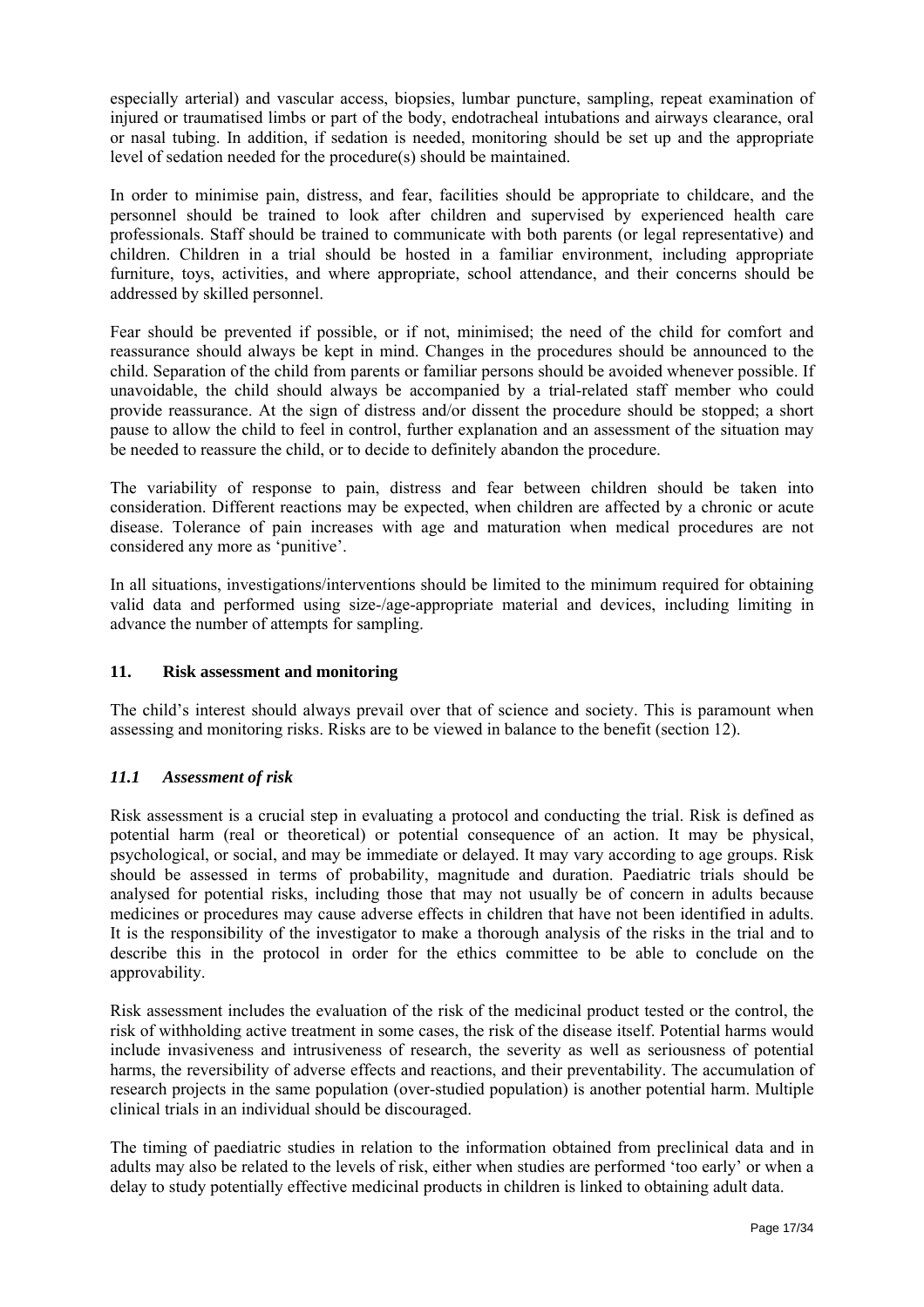especially arterial) and vascular access, biopsies, lumbar puncture, sampling, repeat examination of injured or traumatised limbs or part of the body, endotracheal intubations and airways clearance, oral or nasal tubing. In addition, if sedation is needed, monitoring should be set up and the appropriate level of sedation needed for the procedure(s) should be maintained.

In order to minimise pain, distress, and fear, facilities should be appropriate to childcare, and the personnel should be trained to look after children and supervised by experienced health care professionals. Staff should be trained to communicate with both parents (or legal representative) and children. Children in a trial should be hosted in a familiar environment, including appropriate furniture, toys, activities, and where appropriate, school attendance, and their concerns should be addressed by skilled personnel.

Fear should be prevented if possible, or if not, minimised; the need of the child for comfort and reassurance should always be kept in mind. Changes in the procedures should be announced to the child. Separation of the child from parents or familiar persons should be avoided whenever possible. If unavoidable, the child should always be accompanied by a trial-related staff member who could provide reassurance. At the sign of distress and/or dissent the procedure should be stopped; a short pause to allow the child to feel in control, further explanation and an assessment of the situation may be needed to reassure the child, or to decide to definitely abandon the procedure.

The variability of response to pain, distress and fear between children should be taken into consideration. Different reactions may be expected, when children are affected by a chronic or acute disease. Tolerance of pain increases with age and maturation when medical procedures are not considered any more as 'punitive'.

In all situations, investigations/interventions should be limited to the minimum required for obtaining valid data and performed using size-/age-appropriate material and devices, including limiting in advance the number of attempts for sampling.

## 11. Risk assessment and monitoring

The child's interest should always prevail over that of science and society. This is paramount when assessing and monitoring risks. Risks are to be viewed in balance to the benefit (section 12).

### *11.1 Assessment of risk*

Risk assessment is a crucial step in evaluating a protocol and conducting the trial. Risk is defined as potential harm (real or theoretical) or potential consequence of an action. It may be physical, psychological, or social, and may be immediate or delayed. It may vary according to age groups. Risk should be assessed in terms of probability, magnitude and duration. Paediatric trials should be analysed for potential risks, including those that may not usually be of concern in adults because medicines or procedures may cause adverse effects in children that have not been identified in adults. It is the responsibility of the investigator to make a thorough analysis of the risks in the trial and to describe this in the protocol in order for the ethics committee to be able to conclude on the approvability.

Risk assessment includes the evaluation of the risk of the medicinal product tested or the control, the risk of withholding active treatment in some cases, the risk of the disease itself. Potential harms would include invasiveness and intrusiveness of research, the severity as well as seriousness of potential harms, the reversibility of adverse effects and reactions, and their preventability. The accumulation of research projects in the same population (over-studied population) is another potential harm. Multiple clinical trials in an individual should be discouraged.

The timing of paediatric studies in relation to the information obtained from preclinical data and in adults may also be related to the levels of risk, either when studies are performed 'too early' or when a delay to study potentially effective medicinal products in children is linked to obtaining adult data.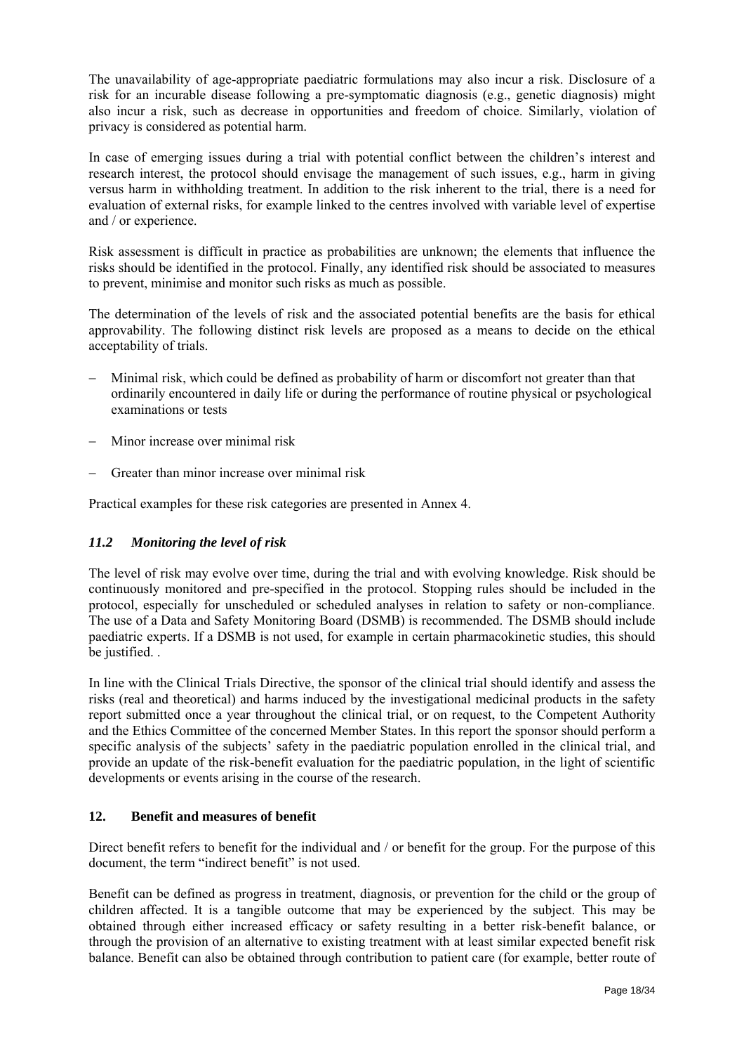The unavailability of age-appropriate paediatric formulations may also incur a risk. Disclosure of a risk for an incurable disease following a pre-symptomatic diagnosis (e.g., genetic diagnosis) might also incur a risk, such as decrease in opportunities and freedom of choice. Similarly, violation of privacy is considered as potential harm.

In case of emerging issues during a trial with potential conflict between the children's interest and research interest, the protocol should envisage the management of such issues, e.g., harm in giving versus harm in withholding treatment. In addition to the risk inherent to the trial, there is a need for evaluation of external risks, for example linked to the centres involved with variable level of expertise and / or experience.

Risk assessment is difficult in practice as probabilities are unknown; the elements that influence the risks should be identified in the protocol. Finally, any identified risk should be associated to measures to prevent, minimise and monitor such risks as much as possible.

The determination of the levels of risk and the associated potential benefits are the basis for ethical approvability. The following distinct risk levels are proposed as a means to decide on the ethical acceptability of trials.

- Minimal risk, which could be defined as probability of harm or discomfort not greater than that ordinarily encountered in daily life or during the performance of routine physical or psychological examinations or tests
- Minor increase over minimal risk
- Greater than minor increase over minimal risk

Practical examples for these risk categories are presented in Annex 4.

### *11.2 Monitoring the level of risk*

The level of risk may evolve over time, during the trial and with evolving knowledge. Risk should be continuously monitored and pre-specified in the protocol. Stopping rules should be included in the protocol, especially for unscheduled or scheduled analyses in relation to safety or non-compliance. The use of a Data and Safety Monitoring Board (DSMB) is recommended. The DSMB should include paediatric experts. If a DSMB is not used, for example in certain pharmacokinetic studies, this should be justified. .

In line with the Clinical Trials Directive, the sponsor of the clinical trial should identify and assess the risks (real and theoretical) and harms induced by the investigational medicinal products in the safety report submitted once a year throughout the clinical trial, or on request, to the Competent Authority and the Ethics Committee of the concerned Member States. In this report the sponsor should perform a specific analysis of the subjects' safety in the paediatric population enrolled in the clinical trial, and provide an update of the risk-benefit evaluation for the paediatric population, in the light of scientific developments or events arising in the course of the research.

## 12. Benefit and measures of benefit

Direct benefit refers to benefit for the individual and / or benefit for the group. For the purpose of this document, the term "indirect benefit" is not used.

Benefit can be defined as progress in treatment, diagnosis, or prevention for the child or the group of children affected. It is a tangible outcome that may be experienced by the subject. This may be obtained through either increased efficacy or safety resulting in a better risk-benefit balance, or through the provision of an alternative to existing treatment with at least similar expected benefit risk balance. Benefit can also be obtained through contribution to patient care (for example, better route of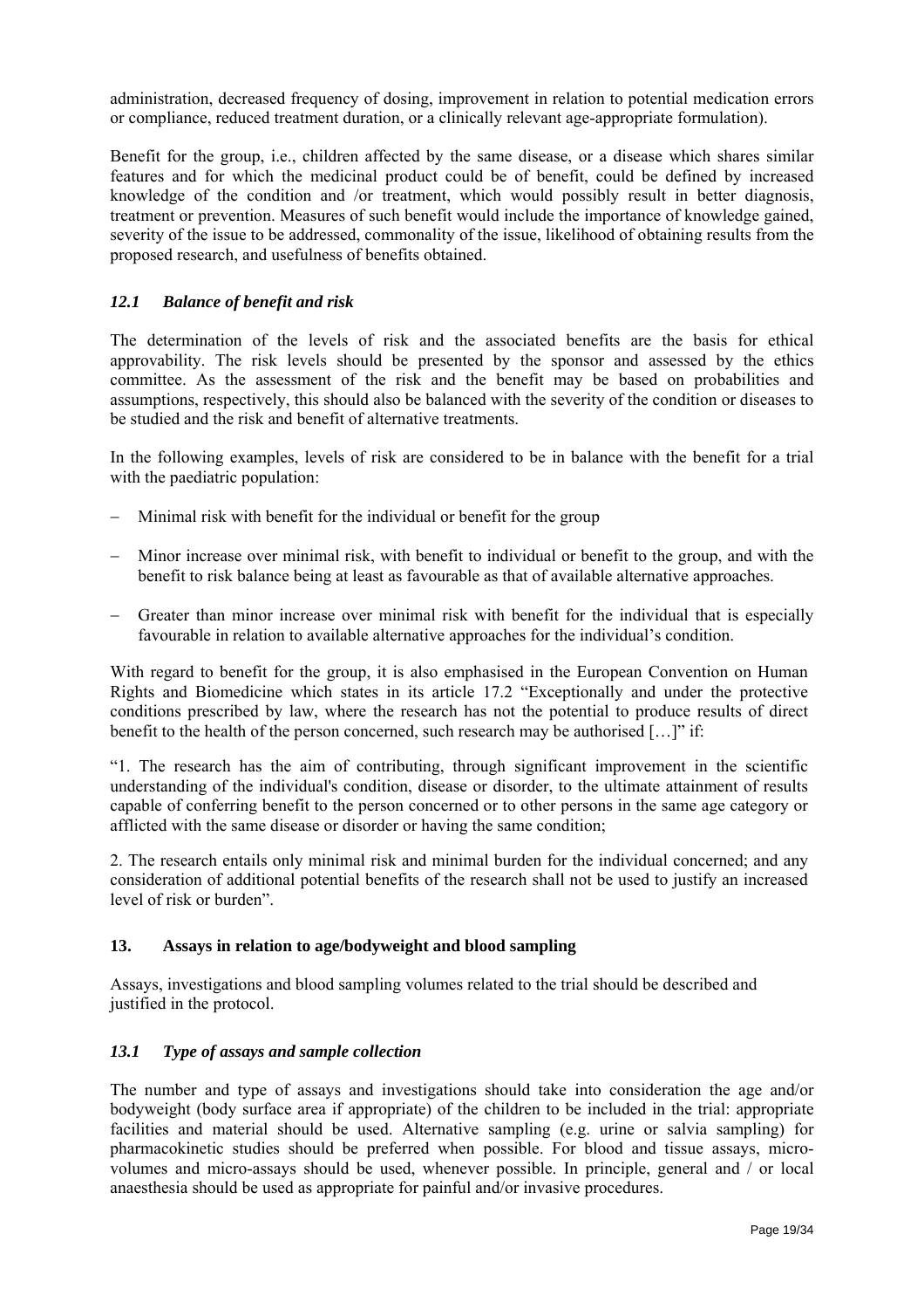administration, decreased frequency of dosing, improvement in relation to potential medication errors or compliance, reduced treatment duration, or a clinically relevant age-appropriate formulation).

Benefit for the group, i.e., children affected by the same disease, or a disease which shares similar features and for which the medicinal product could be of benefit, could be defined by increased knowledge of the condition and /or treatment, which would possibly result in better diagnosis, treatment or prevention. Measures of such benefit would include the importance of knowledge gained, severity of the issue to be addressed, commonality of the issue, likelihood of obtaining results from the proposed research, and usefulness of benefits obtained.

### *12.1 Balance of benefit and risk*

The determination of the levels of risk and the associated benefits are the basis for ethical approvability. The risk levels should be presented by the sponsor and assessed by the ethics committee. As the assessment of the risk and the benefit may be based on probabilities and assumptions, respectively, this should also be balanced with the severity of the condition or diseases to be studied and the risk and benefit of alternative treatments.

In the following examples, levels of risk are considered to be in balance with the benefit for a trial with the paediatric population:

- Minimal risk with benefit for the individual or benefit for the group
- Minor increase over minimal risk, with benefit to individual or benefit to the group, and with the benefit to risk balance being at least as favourable as that of available alternative approaches.
- Greater than minor increase over minimal risk with benefit for the individual that is especially favourable in relation to available alternative approaches for the individual's condition.

With regard to benefit for the group, it is also emphasised in the European Convention on Human Rights and Biomedicine which states in its article 17.2 "Exceptionally and under the protective conditions prescribed by law, where the research has not the potential to produce results of direct benefit to the health of the person concerned, such research may be authorised […]" if:

"1. The research has the aim of contributing, through significant improvement in the scientific understanding of the individual's condition, disease or disorder, to the ultimate attainment of results capable of conferring benefit to the person concerned or to other persons in the same age category or afflicted with the same disease or disorder or having the same condition;

2. The research entails only minimal risk and minimal burden for the individual concerned; and any consideration of additional potential benefits of the research shall not be used to justify an increased level of risk or burden".

## 13. Assays in relation to age/bodyweight and blood sampling

Assays, investigations and blood sampling volumes related to the trial should be described and justified in the protocol.

### *13.1 Type of assays and sample collection*

The number and type of assays and investigations should take into consideration the age and/or bodyweight (body surface area if appropriate) of the children to be included in the trial: appropriate facilities and material should be used. Alternative sampling (e.g. urine or salvia sampling) for pharmacokinetic studies should be preferred when possible. For blood and tissue assays, micro-volumes and micro-assays should be used, whenever possible. In principle, general and / or local anaesthesia should be used as appropriate for painful and/or invasive procedures.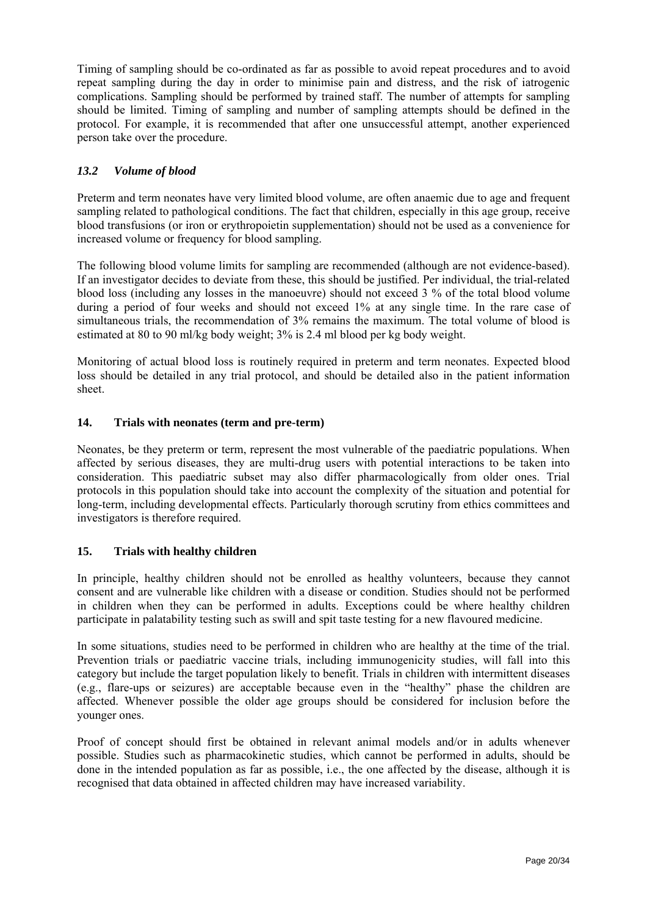Timing of sampling should be co-ordinated as far as possible to avoid repeat procedures and to avoid repeat sampling during the day in order to minimise pain and distress, and the risk of iatrogenic complications. Sampling should be performed by trained staff. The number of attempts for sampling should be limited. Timing of sampling and number of sampling attempts should be defined in the protocol. For example, it is recommended that after one unsuccessful attempt, another experienced person take over the procedure.

### *13.2 Volume of blood*

Preterm and term neonates have very limited blood volume, are often anaemic due to age and frequent sampling related to pathological conditions. The fact that children, especially in this age group, receive blood transfusions (or iron or erythropoietin supplementation) should not be used as a convenience for increased volume or frequency for blood sampling.

The following blood volume limits for sampling are recommended (although are not evidence-based). If an investigator decides to deviate from these, this should be justified. Per individual, the trial-related blood loss (including any losses in the manoeuvre) should not exceed 3 % of the total blood volume during a period of four weeks and should not exceed 1% at any single time. In the rare case of simultaneous trials, the recommendation of 3% remains the maximum. The total volume of blood is estimated at 80 to 90 ml/kg body weight; 3% is 2.4 ml blood per kg body weight.

Monitoring of actual blood loss is routinely required in preterm and term neonates. Expected blood loss should be detailed in any trial protocol, and should be detailed also in the patient information sheet.

## 14. Trials with neonates (term and pre-term)

Neonates, be they preterm or term, represent the most vulnerable of the paediatric populations. When affected by serious diseases, they are multi-drug users with potential interactions to be taken into consideration. This paediatric subset may also differ pharmacologically from older ones. Trial protocols in this population should take into account the complexity of the situation and potential for long-term, including developmental effects. Particularly thorough scrutiny from ethics committees and investigators is therefore required.

## 15. Trials with healthy children

In principle, healthy children should not be enrolled as healthy volunteers, because they cannot consent and are vulnerable like children with a disease or condition. Studies should not be performed in children when they can be performed in adults. Exceptions could be where healthy children participate in palatability testing such as swill and spit taste testing for a new flavoured medicine.

In some situations, studies need to be performed in children who are healthy at the time of the trial. Prevention trials or paediatric vaccine trials, including immunogenicity studies, will fall into this category but include the target population likely to benefit. Trials in children with intermittent diseases (e.g., flare-ups or seizures) are acceptable because even in the "healthy" phase the children are affected. Whenever possible the older age groups should be considered for inclusion before the younger ones.

Proof of concept should first be obtained in relevant animal models and/or in adults whenever possible. Studies such as pharmacokinetic studies, which cannot be performed in adults, should be done in the intended population as far as possible, i.e., the one affected by the disease, although it is recognised that data obtained in affected children may have increased variability.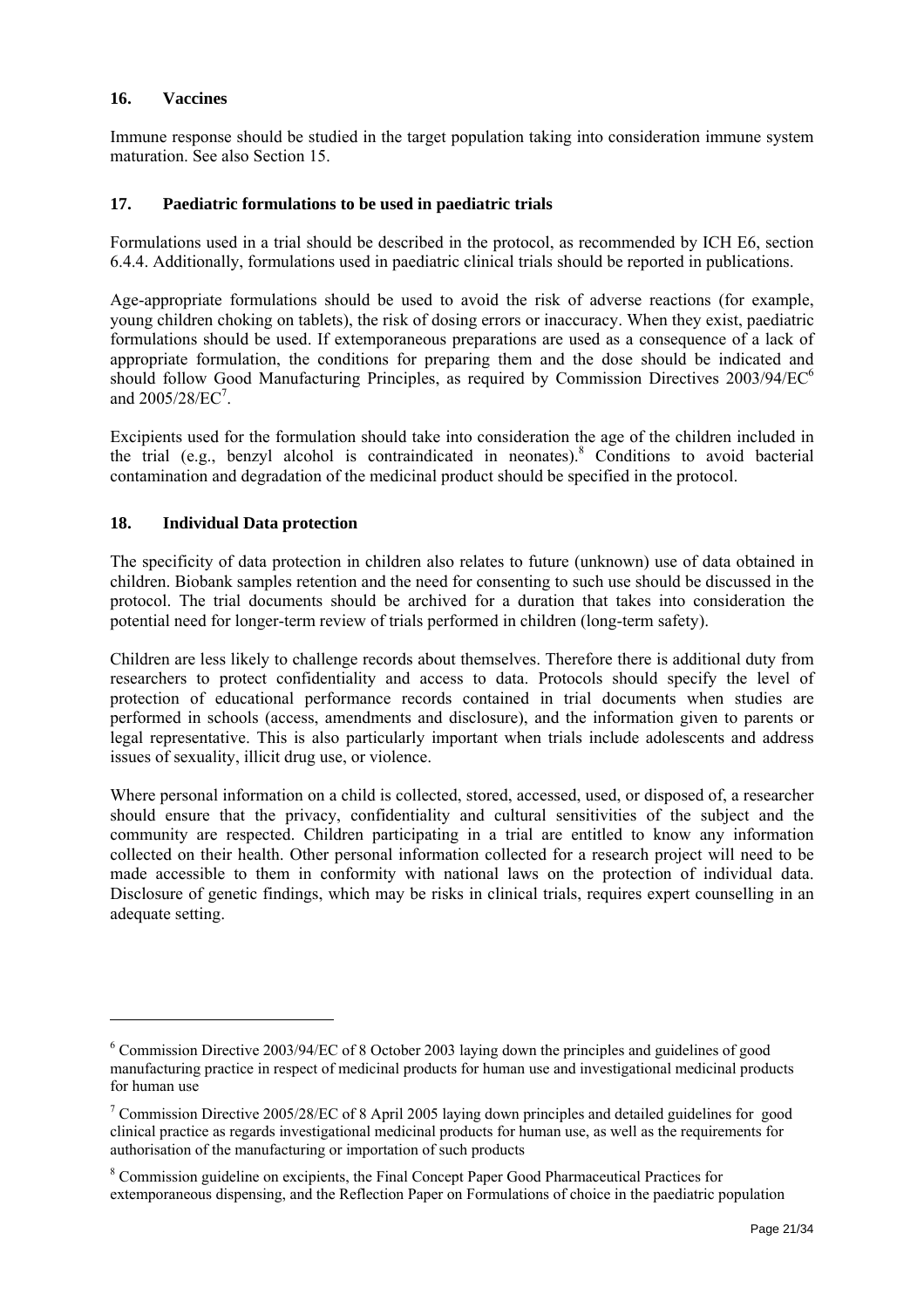## 16. Vaccines

Immune response should be studied in the target population taking into consideration immune system maturation. See also Section 15.

## 17. Paediatric formulations to be used in paediatric trials

Formulations used in a trial should be described in the protocol, as recommended by ICH E6, section 6.4.4. Additionally, formulations used in paediatric clinical trials should be reported in publications.

Age-appropriate formulations should be used to avoid the risk of adverse reactions (for example, young children choking on tablets), the risk of dosing errors or inaccuracy. When they exist, paediatric formulations should be used. If extemporaneous preparations are used as a consequence of a lack of appropriate formulation, the conditions for preparing them and the dose should be indicated and should follow Good Manufacturing Principles, as required by Commission Directives 2003/94/EC[6] and 2005/28/EC[7].

Excipients used for the formulation should take into consideration the age of the children included in the trial (e.g., benzyl alcohol is contraindicated in neonates).[8] Conditions to avoid bacterial contamination and degradation of the medicinal product should be specified in the protocol.

## 18. Individual Data protection

The specificity of data protection in children also relates to future (unknown) use of data obtained in children. Biobank samples retention and the need for consenting to such use should be discussed in the protocol. The trial documents should be archived for a duration that takes into consideration the potential need for longer-term review of trials performed in children (long-term safety).

Children are less likely to challenge records about themselves. Therefore there is additional duty from researchers to protect confidentiality and access to data. Protocols should specify the level of protection of educational performance records contained in trial documents when studies are performed in schools (access, amendments and disclosure), and the information given to parents or legal representative. This is also particularly important when trials include adolescents and address issues of sexuality, illicit drug use, or violence.

Where personal information on a child is collected, stored, accessed, used, or disposed of, a researcher should ensure that the privacy, confidentiality and cultural sensitivities of the subject and the community are respected. Children participating in a trial are entitled to know any information collected on their health. Other personal information collected for a research project will need to be made accessible to them in conformity with national laws on the protection of individual data. Disclosure of genetic findings, which may be risks in clinical trials, requires expert counselling in an adequate setting.

---

[6] Commission Directive 2003/94/EC of 8 October 2003 laying down the principles and guidelines of good manufacturing practice in respect of medicinal products for human use and investigational medicinal products for human use

[7] Commission Directive 2005/28/EC of 8 April 2005 laying down principles and detailed guidelines for good clinical practice as regards investigational medicinal products for human use, as well as the requirements for authorisation of the manufacturing or importation of such products

[8] Commission guideline on excipients, the Final Concept Paper Good Pharmaceutical Practices for extemporaneous dispensing, and the Reflection Paper on Formulations of choice in the paediatric population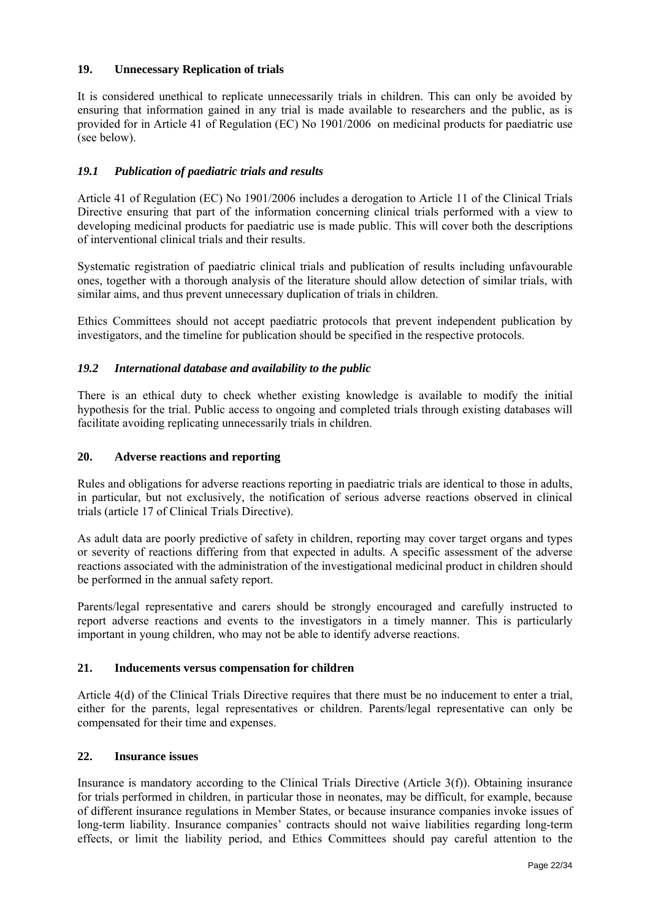## 19. Unnecessary Replication of trials

It is considered unethical to replicate unnecessarily trials in children. This can only be avoided by ensuring that information gained in any trial is made available to researchers and the public, as is provided for in Article 41 of Regulation (EC) No 1901/2006 on medicinal products for paediatric use (see below).

### *19.1 Publication of paediatric trials and results*

Article 41 of Regulation (EC) No 1901/2006 includes a derogation to Article 11 of the Clinical Trials Directive ensuring that part of the information concerning clinical trials performed with a view to developing medicinal products for paediatric use is made public. This will cover both the descriptions of interventional clinical trials and their results.

Systematic registration of paediatric clinical trials and publication of results including unfavourable ones, together with a thorough analysis of the literature should allow detection of similar trials, with similar aims, and thus prevent unnecessary duplication of trials in children.

Ethics Committees should not accept paediatric protocols that prevent independent publication by investigators, and the timeline for publication should be specified in the respective protocols.

### *19.2 International database and availability to the public*

There is an ethical duty to check whether existing knowledge is available to modify the initial hypothesis for the trial. Public access to ongoing and completed trials through existing databases will facilitate avoiding replicating unnecessarily trials in children.

## 20. Adverse reactions and reporting

Rules and obligations for adverse reactions reporting in paediatric trials are identical to those in adults, in particular, but not exclusively, the notification of serious adverse reactions observed in clinical trials (article 17 of Clinical Trials Directive).

As adult data are poorly predictive of safety in children, reporting may cover target organs and types or severity of reactions differing from that expected in adults. A specific assessment of the adverse reactions associated with the administration of the investigational medicinal product in children should be performed in the annual safety report.

Parents/legal representative and carers should be strongly encouraged and carefully instructed to report adverse reactions and events to the investigators in a timely manner. This is particularly important in young children, who may not be able to identify adverse reactions.

## 21. Inducements versus compensation for children

Article 4(d) of the Clinical Trials Directive requires that there must be no inducement to enter a trial, either for the parents, legal representatives or children. Parents/legal representative can only be compensated for their time and expenses.

## 22. Insurance issues

Insurance is mandatory according to the Clinical Trials Directive (Article 3(f)). Obtaining insurance for trials performed in children, in particular those in neonates, may be difficult, for example, because of different insurance regulations in Member States, or because insurance companies invoke issues of long-term liability. Insurance companies' contracts should not waive liabilities regarding long-term effects, or limit the liability period, and Ethics Committees should pay careful attention to the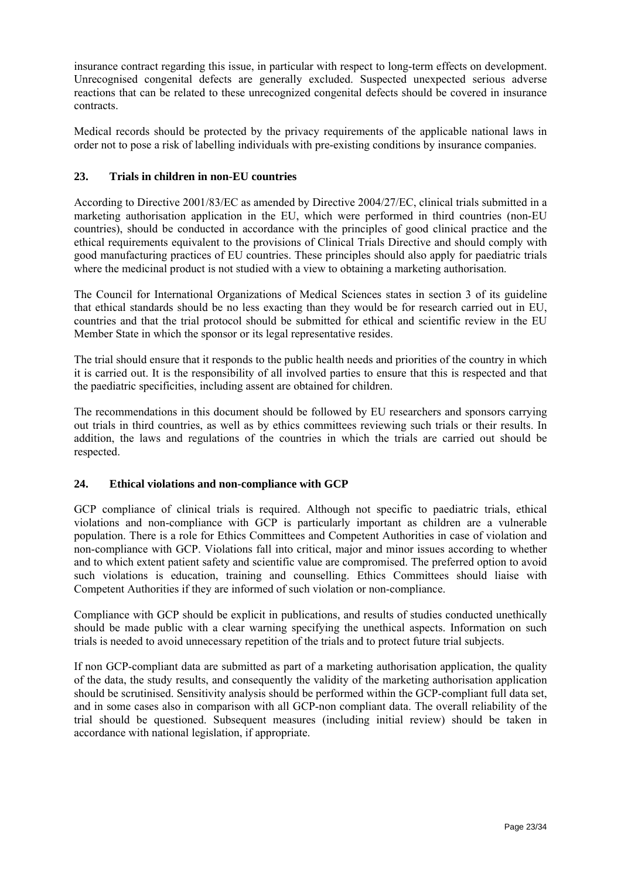insurance contract regarding this issue, in particular with respect to long-term effects on development. Unrecognised congenital defects are generally excluded. Suspected unexpected serious adverse reactions that can be related to these unrecognized congenital defects should be covered in insurance contracts.

Medical records should be protected by the privacy requirements of the applicable national laws in order not to pose a risk of labelling individuals with pre-existing conditions by insurance companies.

## 23. Trials in children in non-EU countries

According to Directive 2001/83/EC as amended by Directive 2004/27/EC, clinical trials submitted in a marketing authorisation application in the EU, which were performed in third countries (non-EU countries), should be conducted in accordance with the principles of good clinical practice and the ethical requirements equivalent to the provisions of Clinical Trials Directive and should comply with good manufacturing practices of EU countries. These principles should also apply for paediatric trials where the medicinal product is not studied with a view to obtaining a marketing authorisation.

The Council for International Organizations of Medical Sciences states in section 3 of its guideline that ethical standards should be no less exacting than they would be for research carried out in EU, countries and that the trial protocol should be submitted for ethical and scientific review in the EU Member State in which the sponsor or its legal representative resides.

The trial should ensure that it responds to the public health needs and priorities of the country in which it is carried out. It is the responsibility of all involved parties to ensure that this is respected and that the paediatric specificities, including assent are obtained for children.

The recommendations in this document should be followed by EU researchers and sponsors carrying out trials in third countries, as well as by ethics committees reviewing such trials or their results. In addition, the laws and regulations of the countries in which the trials are carried out should be respected.

## 24. Ethical violations and non-compliance with GCP

GCP compliance of clinical trials is required. Although not specific to paediatric trials, ethical violations and non-compliance with GCP is particularly important as children are a vulnerable population. There is a role for Ethics Committees and Competent Authorities in case of violation and non-compliance with GCP. Violations fall into critical, major and minor issues according to whether and to which extent patient safety and scientific value are compromised. The preferred option to avoid such violations is education, training and counselling. Ethics Committees should liaise with Competent Authorities if they are informed of such violation or non-compliance.

Compliance with GCP should be explicit in publications, and results of studies conducted unethically should be made public with a clear warning specifying the unethical aspects. Information on such trials is needed to avoid unnecessary repetition of the trials and to protect future trial subjects.

If non GCP-compliant data are submitted as part of a marketing authorisation application, the quality of the data, the study results, and consequently the validity of the marketing authorisation application should be scrutinised. Sensitivity analysis should be performed within the GCP-compliant full data set, and in some cases also in comparison with all GCP-non compliant data. The overall reliability of the trial should be questioned. Subsequent measures (including initial review) should be taken in accordance with national legislation, if appropriate.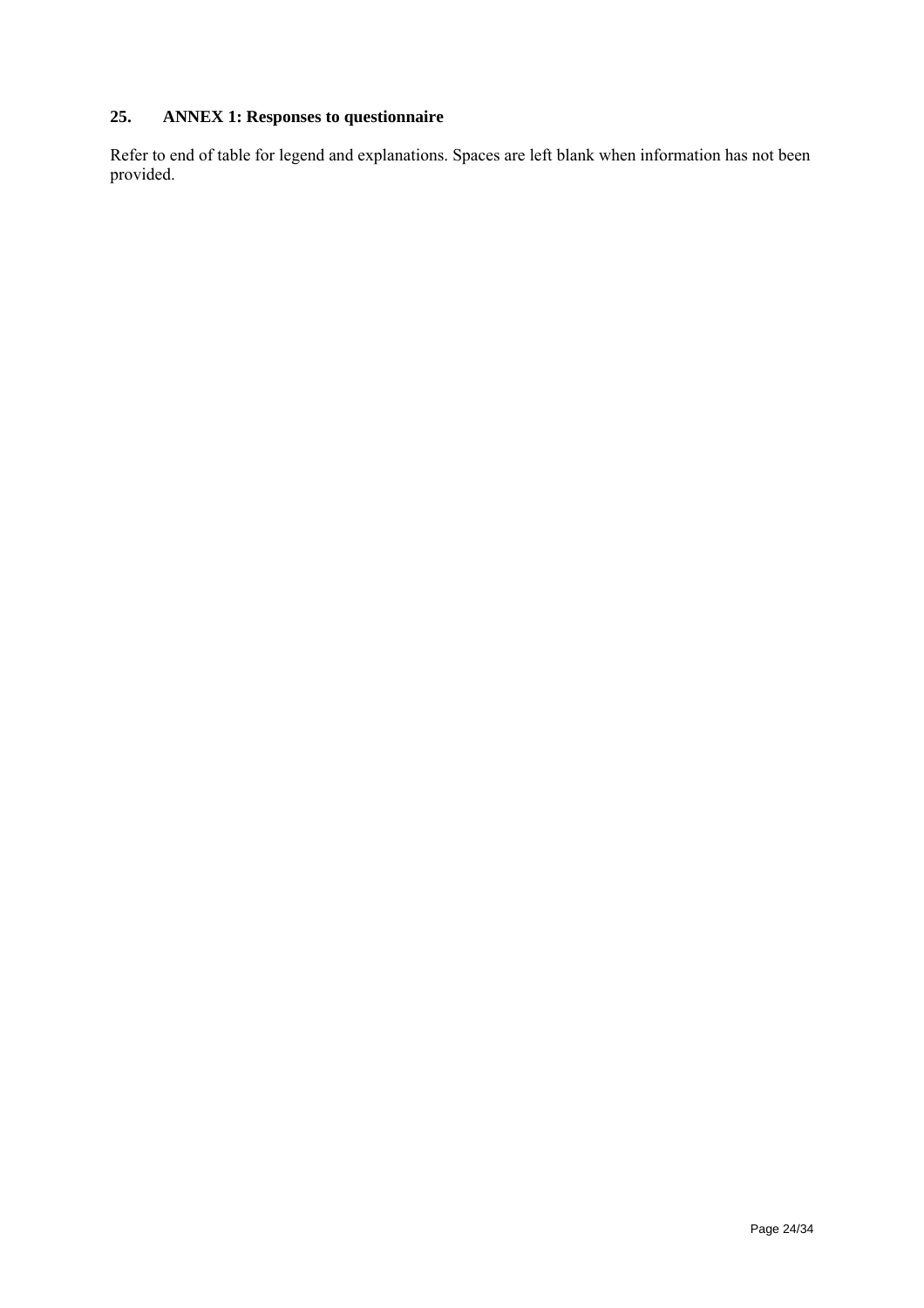## 25. ANNEX 1: Responses to questionnaire

Refer to end of table for legend and explanations. Spaces are left blank when information has not been provided.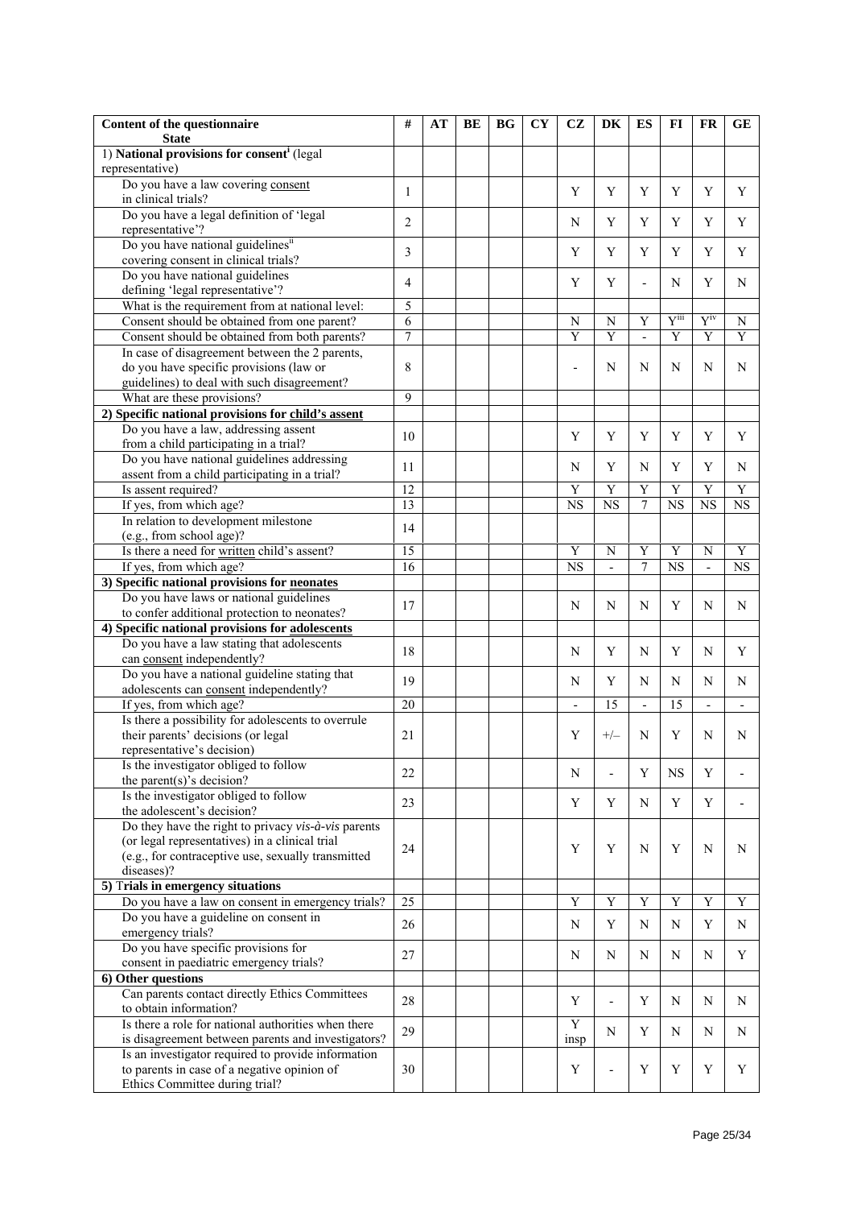| Content of the questionnaire<br>State | # | AT | BE | BG | CY | CZ | DK | ES | FI | FR | GE |
|---|---|---|---|---|---|---|---|---|---|---|---|
| 1) **National provisions for consent**[i] (legal representative) | | | | | | | | | | | |
| Do you have a law covering consent in clinical trials? | 1 | | | | | Y | Y | Y | Y | Y | Y |
| Do you have a legal definition of 'legal representative'? | 2 | | | | | N | Y | Y | Y | Y | Y |
| Do you have national guidelines[ii] covering consent in clinical trials? | 3 | | | | | Y | Y | Y | Y | Y | Y |
| Do you have national guidelines defining 'legal representative'? | 4 | | | | | Y | Y | - | N | Y | N |
| What is the requirement from at national level: | 5 | | | | | | | | | | |
| Consent should be obtained from one parent? | 6 | | | | | N | N | Y | Y[iii] | Y[iv] | N |
| Consent should be obtained from both parents? | 7 | | | | | Y | Y | - | Y | Y | Y |
| In case of disagreement between the 2 parents, do you have specific provisions (law or guidelines) to deal with such disagreement? | 8 | | | | | - | N | N | N | N | N |
| What are these provisions? | 9 | | | | | | | | | | |
| **2) Specific national provisions for child's assent** | | | | | | | | | | | |
| Do you have a law, addressing assent from a child participating in a trial? | 10 | | | | | Y | Y | Y | Y | Y | Y |
| Do you have national guidelines addressing assent from a child participating in a trial? | 11 | | | | | N | Y | N | Y | Y | N |
| Is assent required? | 12 | | | | | Y | Y | Y | Y | Y | Y |
| If yes, from which age? | 13 | | | | | NS | NS | 7 | NS | NS | NS |
| In relation to development milestone (e.g., from school age)? | 14 | | | | | | | | | | |
| Is there a need for written child's assent? | 15 | | | | | Y | N | Y | Y | N | Y |
| If yes, from which age? | 16 | | | | | NS | - | 7 | NS | - | NS |
| **3) Specific national provisions for neonates** | | | | | | | | | | | |
| Do you have laws or national guidelines to confer additional protection to neonates? | 17 | | | | | N | N | N | Y | N | N |
| **4) Specific national provisions for adolescents** | | | | | | | | | | | |
| Do you have a law stating that adolescents can consent independently? | 18 | | | | | N | Y | N | Y | N | Y |
| Do you have a national guideline stating that adolescents can consent independently? | 19 | | | | | N | Y | N | N | N | N |
| If yes, from which age? | 20 | | | | | - | 15 | - | 15 | - | - |
| Is there a possibility for adolescents to overrule their parents' decisions (or legal representative's decision) | 21 | | | | | Y | +/– | N | Y | N | N |
| Is the investigator obliged to follow the parent(s)'s decision? | 22 | | | | | N | - | Y | NS | Y | - |
| Is the investigator obliged to follow the adolescent's decision? | 23 | | | | | Y | Y | N | Y | Y | - |
| Do they have the right to privacy *vis-à-vis* parents (or legal representatives) in a clinical trial (e.g., for contraceptive use, sexually transmitted diseases)? | 24 | | | | | Y | Y | N | Y | N | N |
| **5) Trials in emergency situations** | | | | | | | | | | | |
| Do you have a law on consent in emergency trials? | 25 | | | | | Y | Y | Y | Y | Y | Y |
| Do you have a guideline on consent in emergency trials? | 26 | | | | | N | Y | N | N | Y | N |
| Do you have specific provisions for consent in paediatric emergency trials? | 27 | | | | | N | N | N | N | N | Y |
| **6) Other questions** | | | | | | | | | | | |
| Can parents contact directly Ethics Committees to obtain information? | 28 | | | | | Y | - | Y | N | N | N |
| Is there a role for national authorities when there is disagreement between parents and investigators? | 29 | | | | | Y insp | N | Y | N | N | N |
| Is an investigator required to provide information to parents in case of a negative opinion of Ethics Committee during trial? | 30 | | | | | Y | - | Y | Y | Y | Y |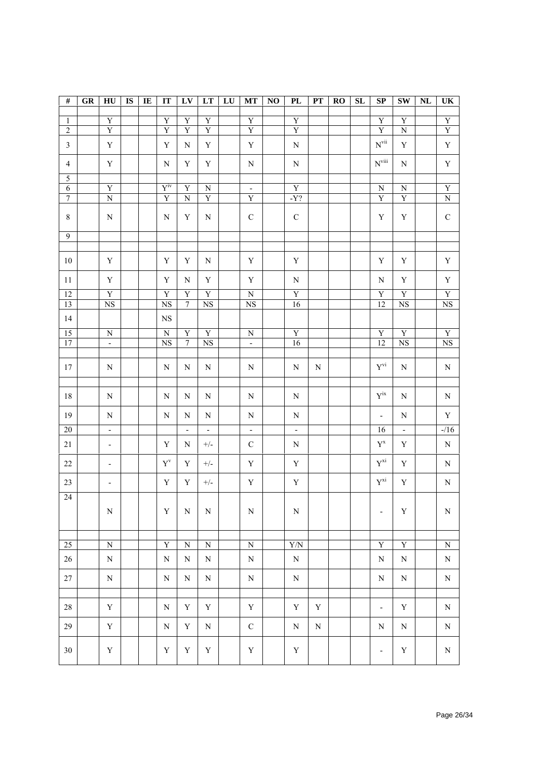| # | GR | HU | IS | IE | IT | LV | LT | LU | MT | NO | PL | PT | RO | SL | SP | SW | NL | UK |
|---|---|---|---|---|---|---|---|---|---|---|---|---|---|---|---|---|---|---|
| | | | | | | | | | | | | | | | | | | |
| 1 | | Y | | | Y | Y | Y | | Y | | Y | | | | Y | Y | | Y |
| 2 | | Y | | | Y | Y | Y | | Y | | Y | | | | Y | N | | Y |
| 3 | | Y | | | Y | N | Y | | Y | | N | | | | N[vii] | Y | | Y |
| 4 | | Y | | | N | Y | Y | | N | | N | | | | N[viii] | N | | Y |
| 5 | | | | | | | | | | | | | | | | | | |
| 6 | | Y | | | Y[iv] | Y | N | | - | | Y | | | | N | N | | Y |
| 7 | | N | | | Y | N | Y | | Y | | -Y? | | | | Y | Y | | N |
| 8 | | N | | | N | Y | N | | C | | C | | | | Y | Y | | C |
| 9 | | | | | | | | | | | | | | | | | | |
| | | | | | | | | | | | | | | | | | | |
| 10 | | Y | | | Y | Y | N | | Y | | Y | | | | Y | Y | | Y |
| 11 | | Y | | | Y | N | Y | | Y | | N | | | | N | Y | | Y |
| 12 | | Y | | | Y | Y | Y | | N | | Y | | | | Y | Y | | Y |
| 13 | | NS | | | NS | 7 | NS | | NS | | 16 | | | | 12 | NS | | NS |
| 14 | | | | | NS | | | | | | | | | | | | | |
| 15 | | N | | | N | Y | Y | | N | | Y | | | | Y | Y | | Y |
| 17 | | - | | | NS | 7 | NS | | - | | 16 | | | | 12 | NS | | NS |
| | | | | | | | | | | | | | | | | | | |
| 17 | | N | | | N | N | N | | N | | N | N | | | Y[vi] | N | | N |
| | | | | | | | | | | | | | | | | | | |
| 18 | | N | | | N | N | N | | N | | N | | | | Y[ix] | N | | N |
| 19 | | N | | | N | N | N | | N | | N | | | | - | N | | Y |
| 20 | | - | | | | - | - | | - | | - | | | | 16 | - | | -/16 |
| 21 | | - | | | Y | N | +/- | | C | | N | | | | Y[x] | Y | | N |
| 22 | | - | | | Y[v] | Y | +/- | | Y | | Y | | | | Y[xi] | Y | | N |
| 23 | | - | | | Y | Y | +/- | | Y | | Y | | | | Y[xi] | Y | | N |
| 24 | | N | | | Y | N | N | | N | | N | | | | - | Y | | N |
| | | | | | | | | | | | | | | | | | | |
| 25 | | N | | | Y | N | N | | N | | Y/N | | | | Y | Y | | N |
| 26 | | N | | | N | N | N | | N | | N | | | | N | N | | N |
| 27 | | N | | | N | N | N | | N | | N | | | | N | N | | N |
| | | | | | | | | | | | | | | | | | | |
| 28 | | Y | | | N | Y | Y | | Y | | Y | Y | | | - | Y | | N |
| 29 | | Y | | | N | Y | N | | C | | N | N | | | N | N | | N |
| 30 | | Y | | | Y | Y | Y | | Y | | Y | | | | - | Y | | N |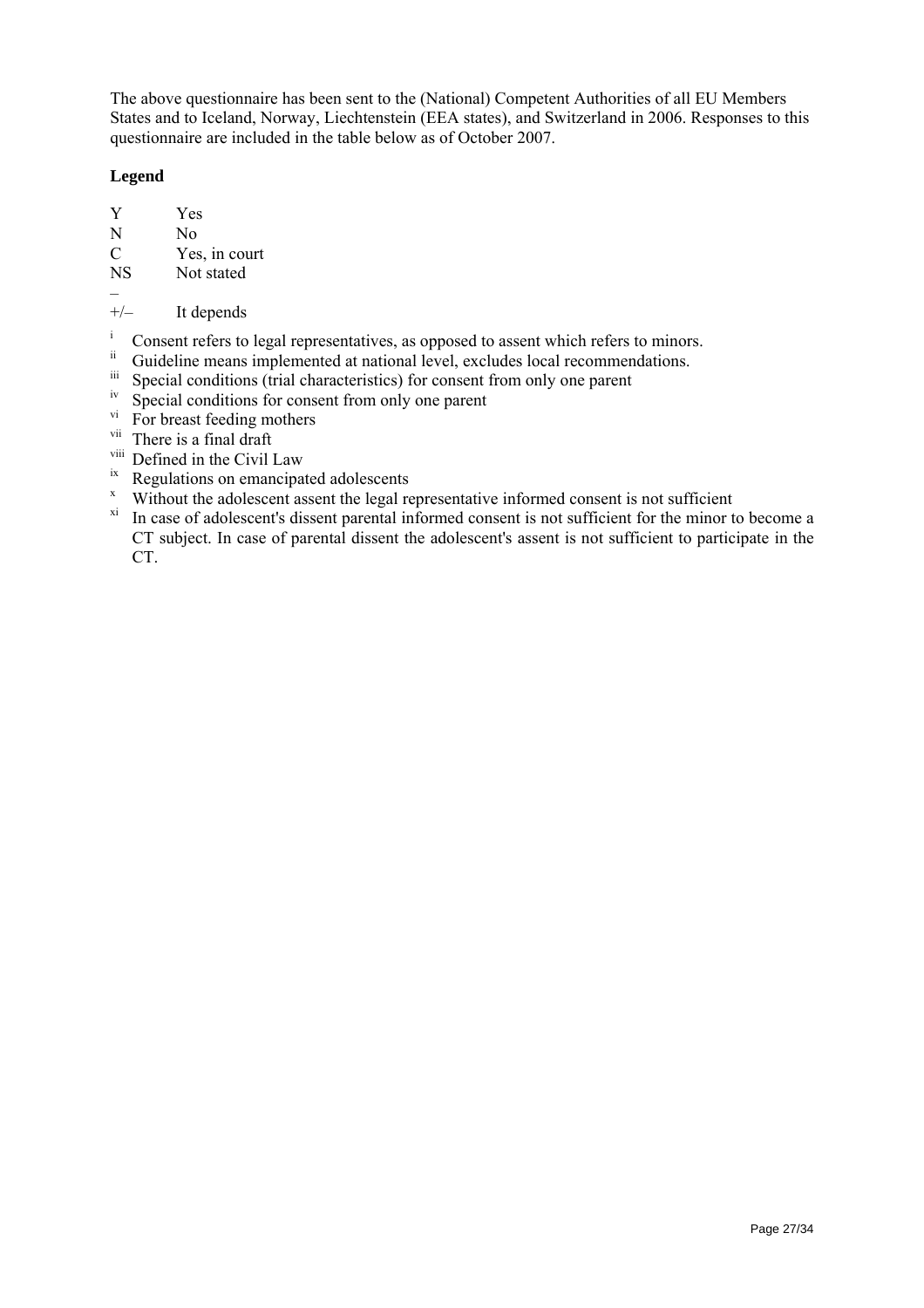The above questionnaire has been sent to the (National) Competent Authorities of all EU Members States and to Iceland, Norway, Liechtenstein (EEA states), and Switzerland in 2006. Responses to this questionnaire are included in the table below as of October 2007.

**Legend**

Y Yes
N No
C Yes, in court
NS Not stated
–
+/– It depends

[i] Consent refers to legal representatives, as opposed to assent which refers to minors.
[ii] Guideline means implemented at national level, excludes local recommendations.
[iii] Special conditions (trial characteristics) for consent from only one parent
[iv] Special conditions for consent from only one parent
[vi] For breast feeding mothers
[vii] There is a final draft
[viii] Defined in the Civil Law
[ix] Regulations on emancipated adolescents
[x] Without the adolescent assent the legal representative informed consent is not sufficient
[xi] In case of adolescent's dissent parental informed consent is not sufficient for the minor to become a CT subject. In case of parental dissent the adolescent's assent is not sufficient to participate in the CT.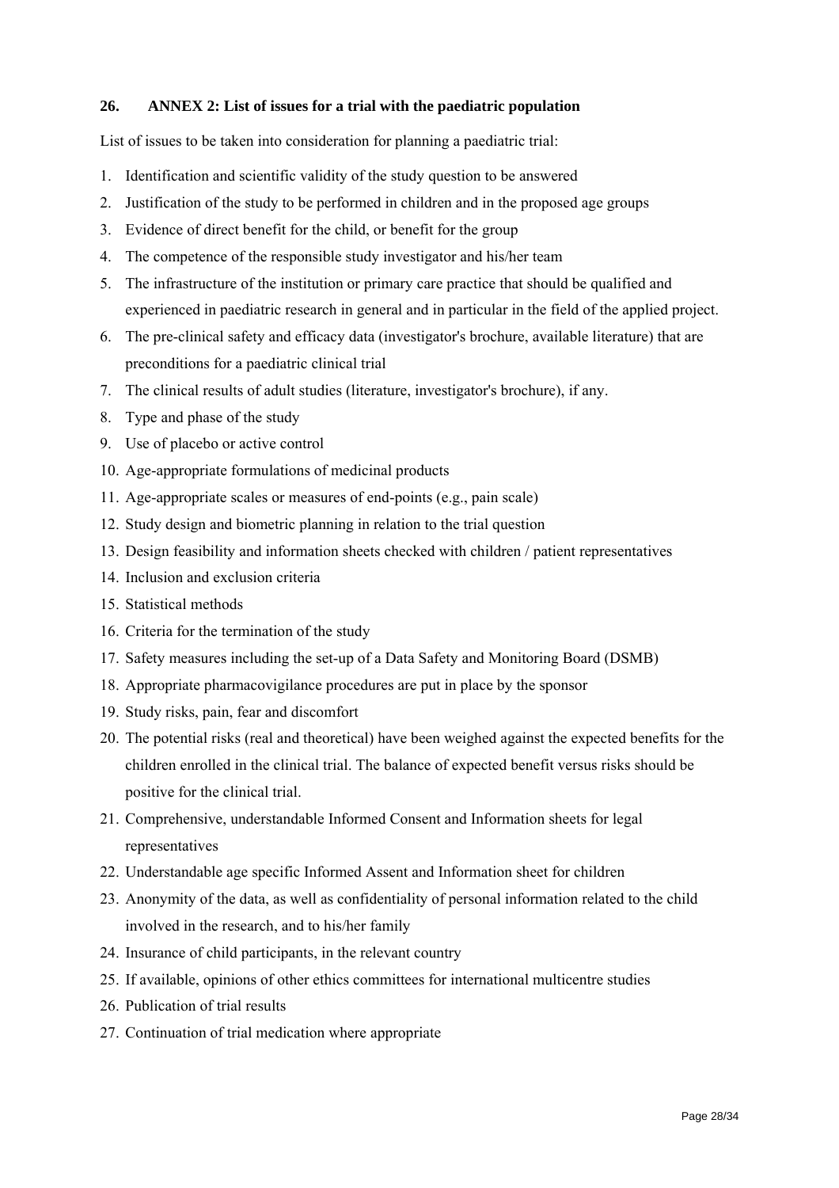## 26. ANNEX 2: List of issues for a trial with the paediatric population

List of issues to be taken into consideration for planning a paediatric trial:

1. Identification and scientific validity of the study question to be answered
2. Justification of the study to be performed in children and in the proposed age groups
3. Evidence of direct benefit for the child, or benefit for the group
4. The competence of the responsible study investigator and his/her team
5. The infrastructure of the institution or primary care practice that should be qualified and experienced in paediatric research in general and in particular in the field of the applied project.
6. The pre-clinical safety and efficacy data (investigator's brochure, available literature) that are preconditions for a paediatric clinical trial
7. The clinical results of adult studies (literature, investigator's brochure), if any.
8. Type and phase of the study
9. Use of placebo or active control
10. Age-appropriate formulations of medicinal products
11. Age-appropriate scales or measures of end-points (e.g., pain scale)
12. Study design and biometric planning in relation to the trial question
13. Design feasibility and information sheets checked with children / patient representatives
14. Inclusion and exclusion criteria
15. Statistical methods
16. Criteria for the termination of the study
17. Safety measures including the set-up of a Data Safety and Monitoring Board (DSMB)
18. Appropriate pharmacovigilance procedures are put in place by the sponsor
19. Study risks, pain, fear and discomfort
20. The potential risks (real and theoretical) have been weighed against the expected benefits for the children enrolled in the clinical trial. The balance of expected benefit versus risks should be positive for the clinical trial.
21. Comprehensive, understandable Informed Consent and Information sheets for legal representatives
22. Understandable age specific Informed Assent and Information sheet for children
23. Anonymity of the data, as well as confidentiality of personal information related to the child involved in the research, and to his/her family
24. Insurance of child participants, in the relevant country
25. If available, opinions of other ethics committees for international multicentre studies
26. Publication of trial results
27. Continuation of trial medication where appropriate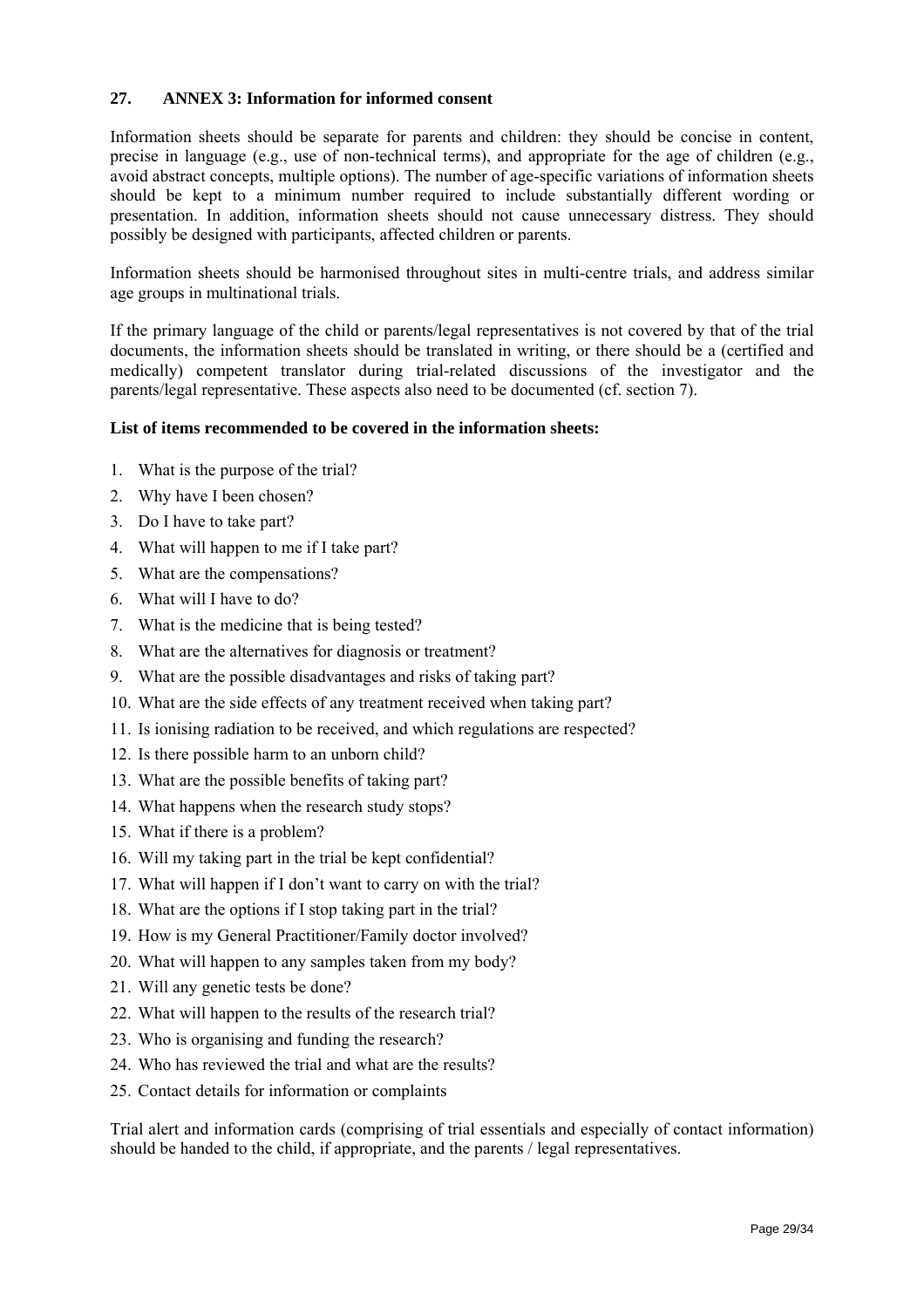## 27. ANNEX 3: Information for informed consent

Information sheets should be separate for parents and children: they should be concise in content, precise in language (e.g., use of non-technical terms), and appropriate for the age of children (e.g., avoid abstract concepts, multiple options). The number of age-specific variations of information sheets should be kept to a minimum number required to include substantially different wording or presentation. In addition, information sheets should not cause unnecessary distress. They should possibly be designed with participants, affected children or parents.

Information sheets should be harmonised throughout sites in multi-centre trials, and address similar age groups in multinational trials.

If the primary language of the child or parents/legal representatives is not covered by that of the trial documents, the information sheets should be translated in writing, or there should be a (certified and medically) competent translator during trial-related discussions of the investigator and the parents/legal representative. These aspects also need to be documented (cf. section 7).

**List of items recommended to be covered in the information sheets:**

1. What is the purpose of the trial?
2. Why have I been chosen?
3. Do I have to take part?
4. What will happen to me if I take part?
5. What are the compensations?
6. What will I have to do?
7. What is the medicine that is being tested?
8. What are the alternatives for diagnosis or treatment?
9. What are the possible disadvantages and risks of taking part?
10. What are the side effects of any treatment received when taking part?
11. Is ionising radiation to be received, and which regulations are respected?
12. Is there possible harm to an unborn child?
13. What are the possible benefits of taking part?
14. What happens when the research study stops?
15. What if there is a problem?
16. Will my taking part in the trial be kept confidential?
17. What will happen if I don't want to carry on with the trial?
18. What are the options if I stop taking part in the trial?
19. How is my General Practitioner/Family doctor involved?
20. What will happen to any samples taken from my body?
21. Will any genetic tests be done?
22. What will happen to the results of the research trial?
23. Who is organising and funding the research?
24. Who has reviewed the trial and what are the results?
25. Contact details for information or complaints

Trial alert and information cards (comprising of trial essentials and especially of contact information) should be handed to the child, if appropriate, and the parents / legal representatives.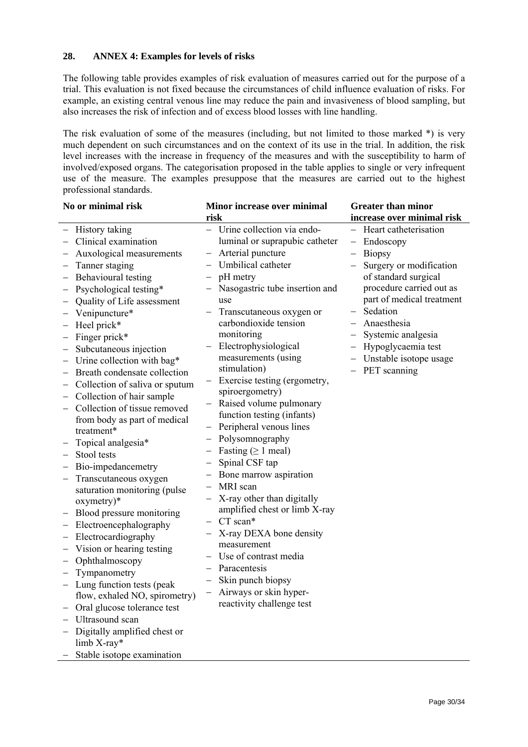## 28. ANNEX 4: Examples for levels of risks

The following table provides examples of risk evaluation of measures carried out for the purpose of a trial. This evaluation is not fixed because the circumstances of child influence evaluation of risks. For example, an existing central venous line may reduce the pain and invasiveness of blood sampling, but also increases the risk of infection and of excess blood losses with line handling.

The risk evaluation of some of the measures (including, but not limited to those marked *) is very much dependent on such circumstances and on the context of its use in the trial. In addition, the risk level increases with the increase in frequency of the measures and with the susceptibility to harm of involved/exposed organs. The categorisation proposed in the table applies to single or very infrequent use of the measure. The examples presuppose that the measures are carried out to the highest professional standards.

| No or minimal risk | Minor increase over minimal risk | Greater than minor increase over minimal risk |
|---|---|---|
| – History taking<br>– Clinical examination<br>– Auxological measurements<br>– Tanner staging<br>– Behavioural testing<br>– Psychological testing*<br>– Quality of Life assessment<br>– Venipuncture*<br>– Heel prick*<br>– Finger prick*<br>– Subcutaneous injection<br>– Urine collection with bag*<br>– Breath condensate collection<br>– Collection of saliva or sputum<br>– Collection of hair sample<br>– Collection of tissue removed from body as part of medical treatment*<br>– Topical analgesia*<br>– Stool tests<br>– Bio-impedancemetry<br>– Transcutaneous oxygen saturation monitoring (pulse oxymetry)*<br>– Blood pressure monitoring<br>– Electroencephalography<br>– Electrocardiography<br>– Vision or hearing testing<br>– Ophthalmoscopy<br>– Tympanometry<br>– Lung function tests (peak flow, exhaled NO, spirometry)<br>– Oral glucose tolerance test<br>– Ultrasound scan<br>– Digitally amplified chest or limb X-ray*<br>– Stable isotope examination | – Urine collection via endo-luminal or suprapubic catheter<br>– Arterial puncture<br>– Umbilical catheter<br>– pH metry<br>– Nasogastric tube insertion and use<br>– Transcutaneous oxygen or carbondioxide tension monitoring<br>– Electrophysiological measurements (using stimulation)<br>– Exercise testing (ergometry, spiroergometry)<br>– Raised volume pulmonary function testing (infants)<br>– Peripheral venous lines<br>– Polysomnography<br>– Fasting (≥ 1 meal)<br>– Spinal CSF tap<br>– Bone marrow aspiration<br>– MRI scan<br>– X-ray other than digitally amplified chest or limb X-ray<br>– CT scan*<br>– X-ray DEXA bone density measurement<br>– Use of contrast media<br>– Paracentesis<br>– Skin punch biopsy<br>– Airways or skin hyper-reactivity challenge test | – Heart catheterisation<br>– Endoscopy<br>– Biopsy<br>– Surgery or modification of standard surgical procedure carried out as part of medical treatment<br>– Sedation<br>– Anaesthesia<br>– Systemic analgesia<br>– Hypoglycaemia test<br>– Unstable isotope usage<br>– PET scanning |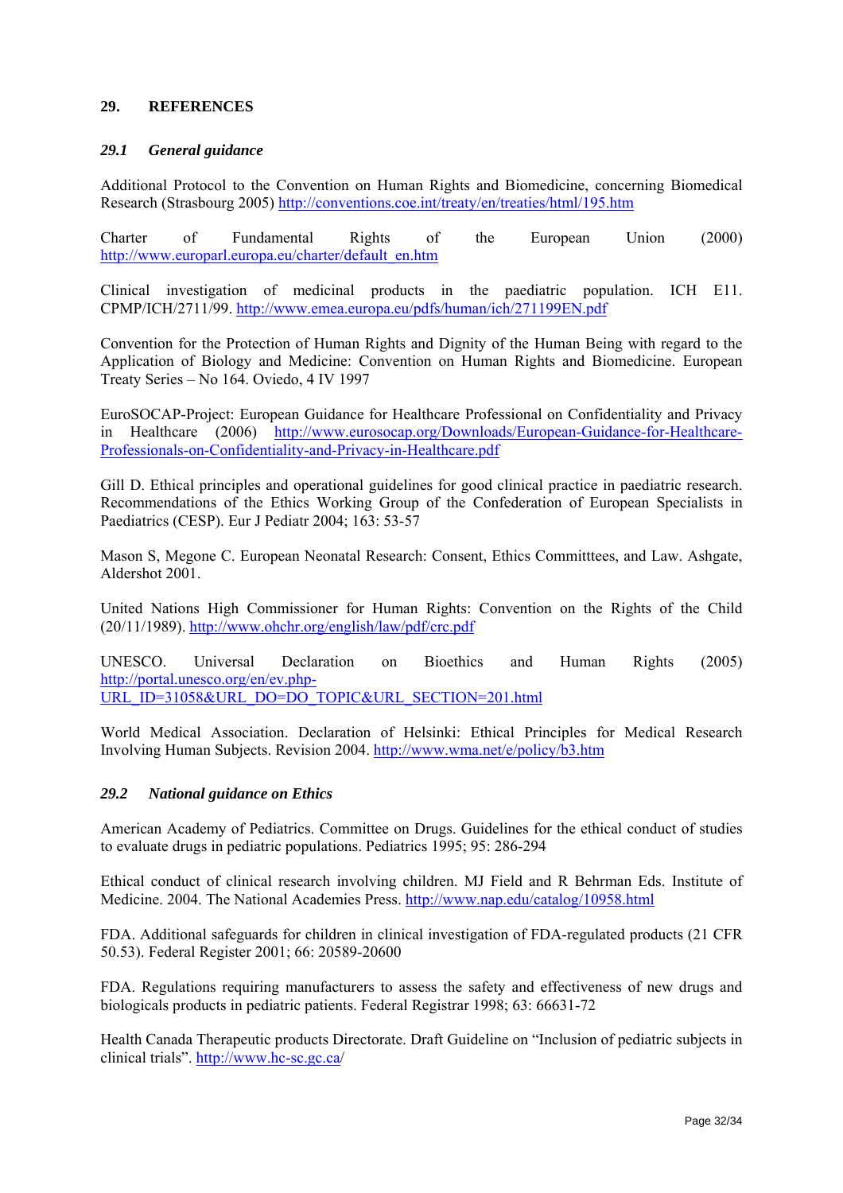## 29. REFERENCES

### *29.1 General guidance*

Additional Protocol to the Convention on Human Rights and Biomedicine, concerning Biomedical Research (Strasbourg 2005) http://conventions.coe.int/treaty/en/treaties/html/195.htm

Charter of Fundamental Rights of the European Union (2000) http://www.europarl.europa.eu/charter/default_en.htm

Clinical investigation of medicinal products in the paediatric population. ICH E11. CPMP/ICH/2711/99. http://www.emea.europa.eu/pdfs/human/ich/271199EN.pdf

Convention for the Protection of Human Rights and Dignity of the Human Being with regard to the Application of Biology and Medicine: Convention on Human Rights and Biomedicine. European Treaty Series – No 164. Oviedo, 4 IV 1997

EuroSOCAP-Project: European Guidance for Healthcare Professional on Confidentiality and Privacy in Healthcare (2006) http://www.eurosocap.org/Downloads/European-Guidance-for-Healthcare-Professionals-on-Confidentiality-and-Privacy-in-Healthcare.pdf

Gill D. Ethical principles and operational guidelines for good clinical practice in paediatric research. Recommendations of the Ethics Working Group of the Confederation of European Specialists in Paediatrics (CESP). Eur J Pediatr 2004; 163: 53-57

Mason S, Megone C. European Neonatal Research: Consent, Ethics Committtees, and Law. Ashgate, Aldershot 2001.

United Nations High Commissioner for Human Rights: Convention on the Rights of the Child (20/11/1989). http://www.ohchr.org/english/law/pdf/crc.pdf

UNESCO. Universal Declaration on Bioethics and Human Rights (2005) http://portal.unesco.org/en/ev.php-URL_ID=31058&URL_DO=DO_TOPIC&URL_SECTION=201.html

World Medical Association. Declaration of Helsinki: Ethical Principles for Medical Research Involving Human Subjects. Revision 2004. http://www.wma.net/e/policy/b3.htm

### *29.2 National guidance on Ethics*

American Academy of Pediatrics. Committee on Drugs. Guidelines for the ethical conduct of studies to evaluate drugs in pediatric populations. Pediatrics 1995; 95: 286-294

Ethical conduct of clinical research involving children. MJ Field and R Behrman Eds. Institute of Medicine. 2004. The National Academies Press. http://www.nap.edu/catalog/10958.html

FDA. Additional safeguards for children in clinical investigation of FDA-regulated products (21 CFR 50.53). Federal Register 2001; 66: 20589-20600

FDA. Regulations requiring manufacturers to assess the safety and effectiveness of new drugs and biologicals products in pediatric patients. Federal Registrar 1998; 63: 66631-72

Health Canada Therapeutic products Directorate. Draft Guideline on "Inclusion of pediatric subjects in clinical trials". http://www.hc-sc.gc.ca/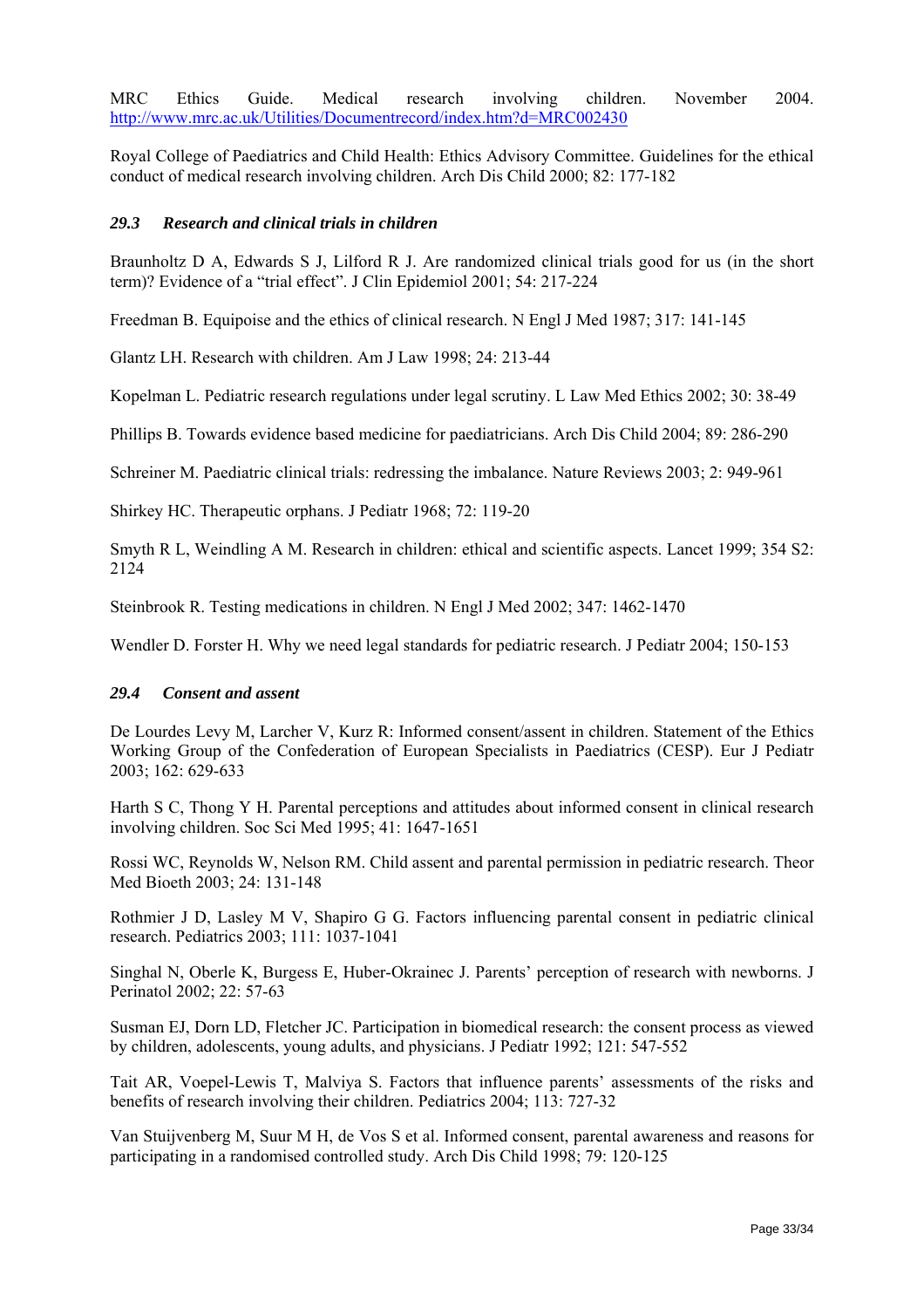MRC Ethics Guide. Medical research involving children. November 2004. http://www.mrc.ac.uk/Utilities/Documentrecord/index.htm?d=MRC002430

Royal College of Paediatrics and Child Health: Ethics Advisory Committee. Guidelines for the ethical conduct of medical research involving children. Arch Dis Child 2000; 82: 177-182

### *29.3 Research and clinical trials in children*

Braunholtz D A, Edwards S J, Lilford R J. Are randomized clinical trials good for us (in the short term)? Evidence of a "trial effect". J Clin Epidemiol 2001; 54: 217-224

Freedman B. Equipoise and the ethics of clinical research. N Engl J Med 1987; 317: 141-145

Glantz LH. Research with children. Am J Law 1998; 24: 213-44

Kopelman L. Pediatric research regulations under legal scrutiny. L Law Med Ethics 2002; 30: 38-49

Phillips B. Towards evidence based medicine for paediatricians. Arch Dis Child 2004; 89: 286-290

Schreiner M. Paediatric clinical trials: redressing the imbalance. Nature Reviews 2003; 2: 949-961

Shirkey HC. Therapeutic orphans. J Pediatr 1968; 72: 119-20

Smyth R L, Weindling A M. Research in children: ethical and scientific aspects. Lancet 1999; 354 S2: 2124

Steinbrook R. Testing medications in children. N Engl J Med 2002; 347: 1462-1470

Wendler D. Forster H. Why we need legal standards for pediatric research. J Pediatr 2004; 150-153

### *29.4 Consent and assent*

De Lourdes Levy M, Larcher V, Kurz R: Informed consent/assent in children. Statement of the Ethics Working Group of the Confederation of European Specialists in Paediatrics (CESP). Eur J Pediatr 2003; 162: 629-633

Harth S C, Thong Y H. Parental perceptions and attitudes about informed consent in clinical research involving children. Soc Sci Med 1995; 41: 1647-1651

Rossi WC, Reynolds W, Nelson RM. Child assent and parental permission in pediatric research. Theor Med Bioeth 2003; 24: 131-148

Rothmier J D, Lasley M V, Shapiro G G. Factors influencing parental consent in pediatric clinical research. Pediatrics 2003; 111: 1037-1041

Singhal N, Oberle K, Burgess E, Huber-Okrainec J. Parents' perception of research with newborns. J Perinatol 2002; 22: 57-63

Susman EJ, Dorn LD, Fletcher JC. Participation in biomedical research: the consent process as viewed by children, adolescents, young adults, and physicians. J Pediatr 1992; 121: 547-552

Tait AR, Voepel-Lewis T, Malviya S. Factors that influence parents' assessments of the risks and benefits of research involving their children. Pediatrics 2004; 113: 727-32

Van Stuijvenberg M, Suur M H, de Vos S et al. Informed consent, parental awareness and reasons for participating in a randomised controlled study. Arch Dis Child 1998; 79: 120-125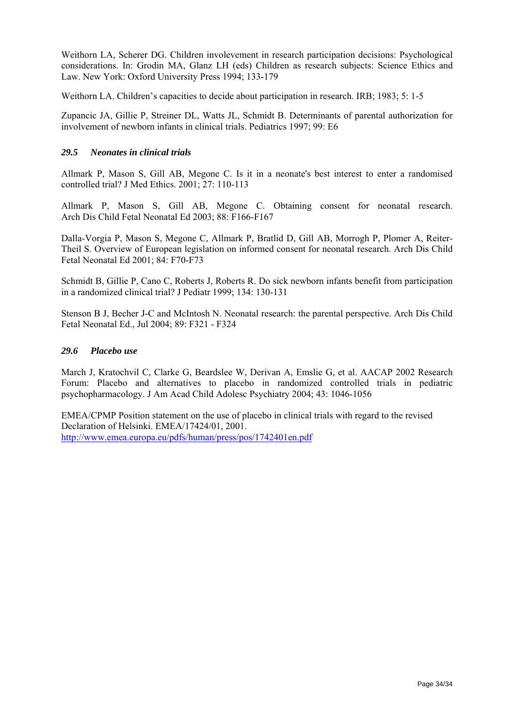Weithorn LA, Scherer DG. Children involevement in research participation decisions: Psychological considerations. In: Grodin MA, Glanz LH (eds) Children as research subjects: Science Ethics and Law. New York: Oxford University Press 1994; 133-179

Weithorn LA. Children's capacities to decide about participation in research. IRB; 1983; 5: 1-5

Zupancic JA, Gillie P, Streiner DL, Watts JL, Schmidt B. Determinants of parental authorization for involvement of newborn infants in clinical trials. Pediatrics 1997; 99: E6

### *29.5 Neonates in clinical trials*

Allmark P, Mason S, Gill AB, Megone C. Is it in a neonate's best interest to enter a randomised controlled trial? J Med Ethics. 2001; 27: 110-113

Allmark P, Mason S, Gill AB, Megone C. Obtaining consent for neonatal research. Arch Dis Child Fetal Neonatal Ed 2003; 88: F166-F167

Dalla-Vorgia P, Mason S, Megone C, Allmark P, Bratlid D, Gill AB, Morrogh P, Plomer A, Reiter-Theil S. Overview of European legislation on informed consent for neonatal research. Arch Dis Child Fetal Neonatal Ed 2001; 84: F70-F73

Schmidt B, Gillie P, Cano C, Roberts J, Roberts R. Do sick newborn infants benefit from participation in a randomized clinical trial? J Pediatr 1999; 134: 130-131

Stenson B J, Becher J-C and McIntosh N. Neonatal research: the parental perspective. Arch Dis Child Fetal Neonatal Ed., Jul 2004; 89: F321 - F324

### *29.6 Placebo use*

March J, Kratochvil C, Clarke G, Beardslee W, Derivan A, Emslie G, et al. AACAP 2002 Research Forum: Placebo and alternatives to placebo in randomized controlled trials in pediatric psychopharmacology. J Am Acad Child Adolesc Psychiatry 2004; 43: 1046-1056

EMEA/CPMP Position statement on the use of placebo in clinical trials with regard to the revised Declaration of Helsinki. EMEA/17424/01, 2001.
http://www.emea.europa.eu/pdfs/human/press/pos/1742401en.pdf